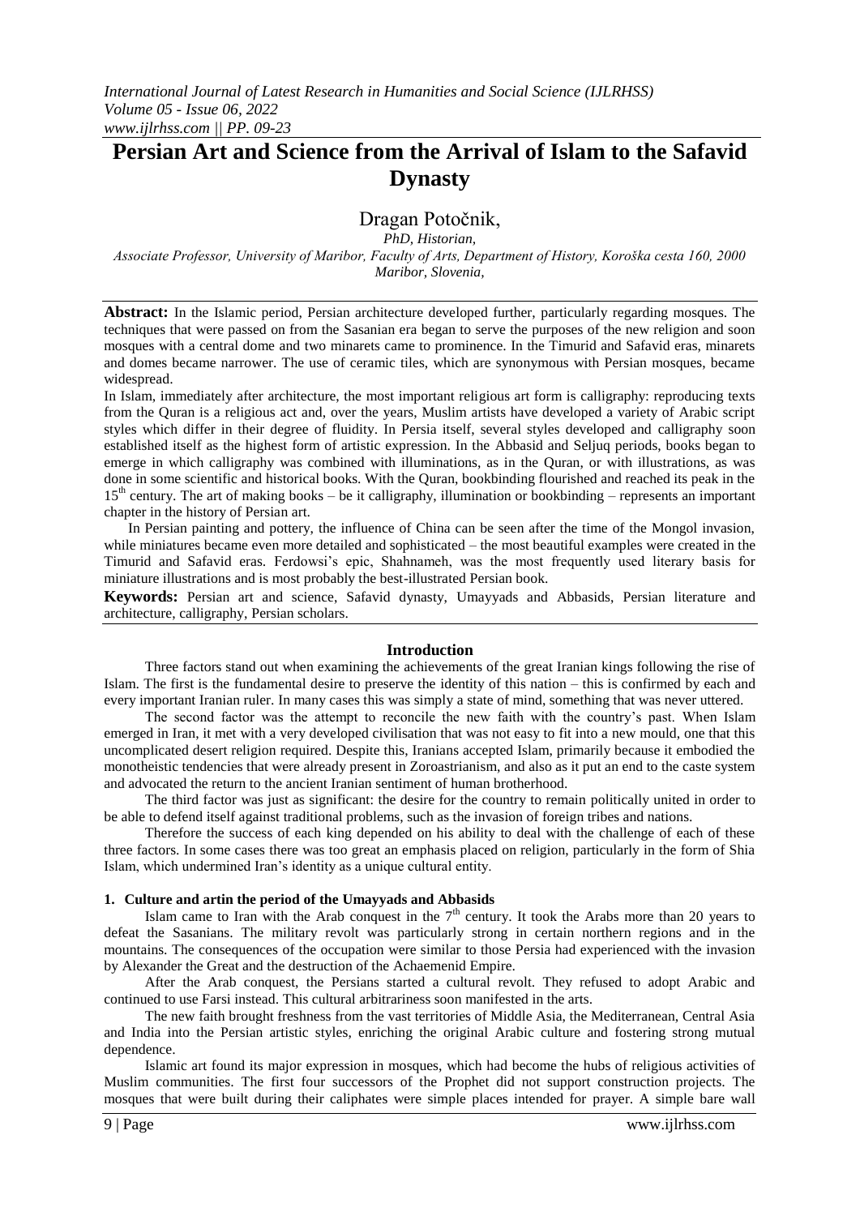# Persian Art and Science from the Arrival of Islam to the Safavid Dynasty

## Dragan Potočnik,

*PhD, Historian,*

*Associate Professor, University of Maribor, Faculty of Arts, Department of History, Koroška cesta 160, 2000 Maribor, Slovenia,*

**Abstract:** In the Islamic period, Persian architecture developed further, particularly regarding mosques. The techniques that were passed on from the Sasanian era began to serve the purposes of the new religion and soon mosques with a central dome and two minarets came to prominence. In the Timurid and Safavid eras, minarets and domes became narrower. The use of ceramic tiles, which are synonymous with Persian mosques, became widespread.

In Islam, immediately after architecture, the most important religious art form is calligraphy: reproducing texts from the Quran is a religious act and, over the years, Muslim artists have developed a variety of Arabic script styles which differ in their degree of fluidity. In Persia itself, several styles developed and calligraphy soon established itself as the highest form of artistic expression. In the Abbasid and Seljuq periods, books began to emerge in which calligraphy was combined with illuminations, as in the Quran, or with illustrations, as was done in some scientific and historical books. With the Quran, bookbinding flourished and reached its peak in the 15th century. The art of making books – be it calligraphy, illumination or bookbinding – represents an important chapter in the history of Persian art.

In Persian painting and pottery, the influence of China can be seen after the time of the Mongol invasion, while miniatures became even more detailed and sophisticated – the most beautiful examples were created in the Timurid and Safavid eras. Ferdowsi's epic, Shahnameh, was the most frequently used literary basis for miniature illustrations and is most probably the best-illustrated Persian book.

**Keywords:** Persian art and science, Safavid dynasty, Umayyads and Abbasids, Persian literature and architecture, calligraphy, Persian scholars.

## Introduction

Three factors stand out when examining the achievements of the great Iranian kings following the rise of Islam. The first is the fundamental desire to preserve the identity of this nation – this is confirmed by each and every important Iranian ruler. In many cases this was simply a state of mind, something that was never uttered.

The second factor was the attempt to reconcile the new faith with the country's past. When Islam emerged in Iran, it met with a very developed civilisation that was not easy to fit into a new mould, one that this uncomplicated desert religion required. Despite this, Iranians accepted Islam, primarily because it embodied the monotheistic tendencies that were already present in Zoroastrianism, and also as it put an end to the caste system and advocated the return to the ancient Iranian sentiment of human brotherhood.

The third factor was just as significant: the desire for the country to remain politically united in order to be able to defend itself against traditional problems, such as the invasion of foreign tribes and nations.

Therefore the success of each king depended on his ability to deal with the challenge of each of these three factors. In some cases there was too great an emphasis placed on religion, particularly in the form of Shia Islam, which undermined Iran's identity as a unique cultural entity.

### 1. Culture and artin the period of the Umayyads and Abbasids

Islam came to Iran with the Arab conquest in the 7th century. It took the Arabs more than 20 years to defeat the Sasanians. The military revolt was particularly strong in certain northern regions and in the mountains. The consequences of the occupation were similar to those Persia had experienced with the invasion by Alexander the Great and the destruction of the Achaemenid Empire.

After the Arab conquest, the Persians started a cultural revolt. They refused to adopt Arabic and continued to use Farsi instead. This cultural arbitrariness soon manifested in the arts.

The new faith brought freshness from the vast territories of Middle Asia, the Mediterranean, Central Asia and India into the Persian artistic styles, enriching the original Arabic culture and fostering strong mutual dependence.

Islamic art found its major expression in mosques, which had become the hubs of religious activities of Muslim communities. The first four successors of the Prophet did not support construction projects. The mosques that were built during their caliphates were simple places intended for prayer. A simple bare wall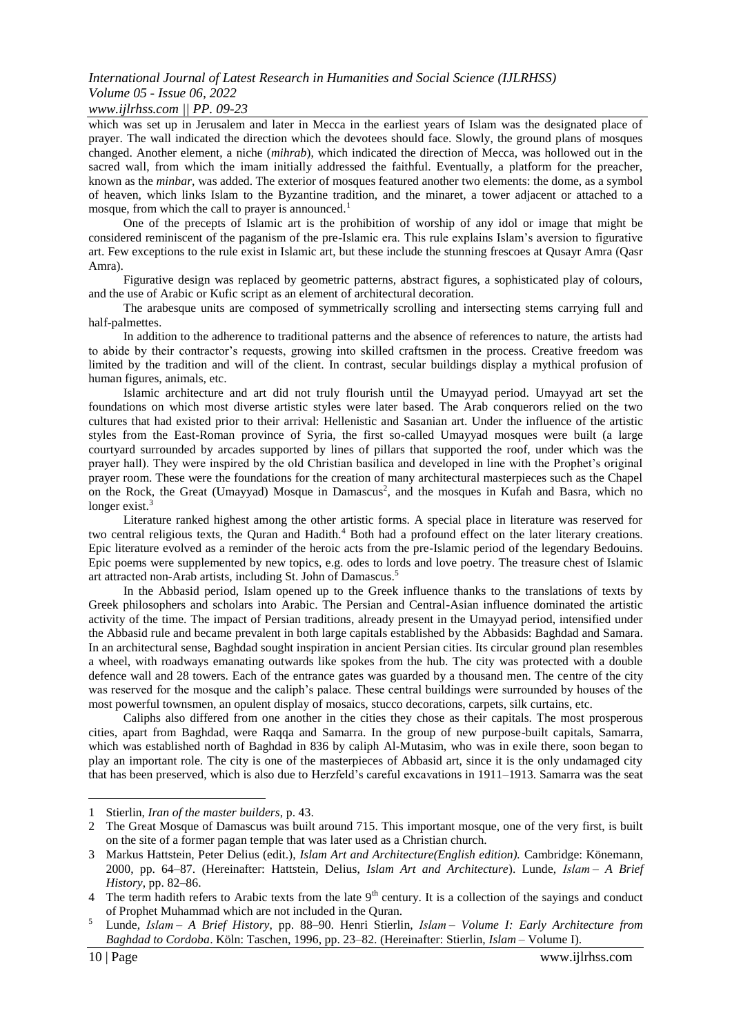which was set up in Jerusalem and later in Mecca in the earliest years of Islam was the designated place of prayer. The wall indicated the direction which the devotees should face. Slowly, the ground plans of mosques changed. Another element, a niche (*mihrab*), which indicated the direction of Mecca, was hollowed out in the sacred wall, from which the imam initially addressed the faithful. Eventually, a platform for the preacher, known as the *minbar*, was added. The exterior of mosques featured another two elements: the dome, as a symbol of heaven, which links Islam to the Byzantine tradition, and the minaret, a tower adjacent or attached to a mosque, from which the call to prayer is announced.[1]

One of the precepts of Islamic art is the prohibition of worship of any idol or image that might be considered reminiscent of the paganism of the pre-Islamic era. This rule explains Islam's aversion to figurative art. Few exceptions to the rule exist in Islamic art, but these include the stunning frescoes at Qusayr Amra (Qasr Amra).

Figurative design was replaced by geometric patterns, abstract figures, a sophisticated play of colours, and the use of Arabic or Kufic script as an element of architectural decoration.

The arabesque units are composed of symmetrically scrolling and intersecting stems carrying full and half-palmettes.

In addition to the adherence to traditional patterns and the absence of references to nature, the artists had to abide by their contractor's requests, growing into skilled craftsmen in the process. Creative freedom was limited by the tradition and will of the client. In contrast, secular buildings display a mythical profusion of human figures, animals, etc.

Islamic architecture and art did not truly flourish until the Umayyad period. Umayyad art set the foundations on which most diverse artistic styles were later based. The Arab conquerors relied on the two cultures that had existed prior to their arrival: Hellenistic and Sasanian art. Under the influence of the artistic styles from the East-Roman province of Syria, the first so-called Umayyad mosques were built (a large courtyard surrounded by arcades supported by lines of pillars that supported the roof, under which was the prayer hall). They were inspired by the old Christian basilica and developed in line with the Prophet's original prayer room. These were the foundations for the creation of many architectural masterpieces such as the Chapel on the Rock, the Great (Umayyad) Mosque in Damascus[2], and the mosques in Kufah and Basra, which no longer exist.[3]

Literature ranked highest among the other artistic forms. A special place in literature was reserved for two central religious texts, the Quran and Hadith.[4] Both had a profound effect on the later literary creations. Epic literature evolved as a reminder of the heroic acts from the pre-Islamic period of the legendary Bedouins. Epic poems were supplemented by new topics, e.g. odes to lords and love poetry. The treasure chest of Islamic art attracted non-Arab artists, including St. John of Damascus.[5]

In the Abbasid period, Islam opened up to the Greek influence thanks to the translations of texts by Greek philosophers and scholars into Arabic. The Persian and Central-Asian influence dominated the artistic activity of the time. The impact of Persian traditions, already present in the Umayyad period, intensified under the Abbasid rule and became prevalent in both large capitals established by the Abbasids: Baghdad and Samara. In an architectural sense, Baghdad sought inspiration in ancient Persian cities. Its circular ground plan resembles a wheel, with roadways emanating outwards like spokes from the hub. The city was protected with a double defence wall and 28 towers. Each of the entrance gates was guarded by a thousand men. The centre of the city was reserved for the mosque and the caliph's palace. These central buildings were surrounded by houses of the most powerful townsmen, an opulent display of mosaics, stucco decorations, carpets, silk curtains, etc.

Caliphs also differed from one another in the cities they chose as their capitals. The most prosperous cities, apart from Baghdad, were Raqqa and Samarra. In the group of new purpose-built capitals, Samarra, which was established north of Baghdad in 836 by caliph Al-Mutasim, who was in exile there, soon began to play an important role. The city is one of the masterpieces of Abbasid art, since it is the only undamaged city that has been preserved, which is also due to Herzfeld's careful excavations in 1911–1913. Samarra was the seat

---

1 Stierlin, *Iran of the master builders*, p. 43.

2 The Great Mosque of Damascus was built around 715. This important mosque, one of the very first, is built on the site of a former pagan temple that was later used as a Christian church.

3 Markus Hattstein, Peter Delius (edit.), *Islam Art and Architecture(English edition).* Cambridge: Könemann, 2000, pp. 64–87. (Hereinafter: Hattstein, Delius, *Islam Art and Architecture*). Lunde, *Islam – A Brief History*, pp. 82–86.

4 The term hadith refers to Arabic texts from the late 9th century. It is a collection of the sayings and conduct of Prophet Muhammad which are not included in the Quran.

5 Lunde, *Islam – A Brief History*, pp. 88–90. Henri Stierlin, *Islam – Volume I: Early Architecture from Baghdad to Cordoba*. Köln: Taschen, 1996, pp. 23–82. (Hereinafter: Stierlin, *Islam* – Volume I).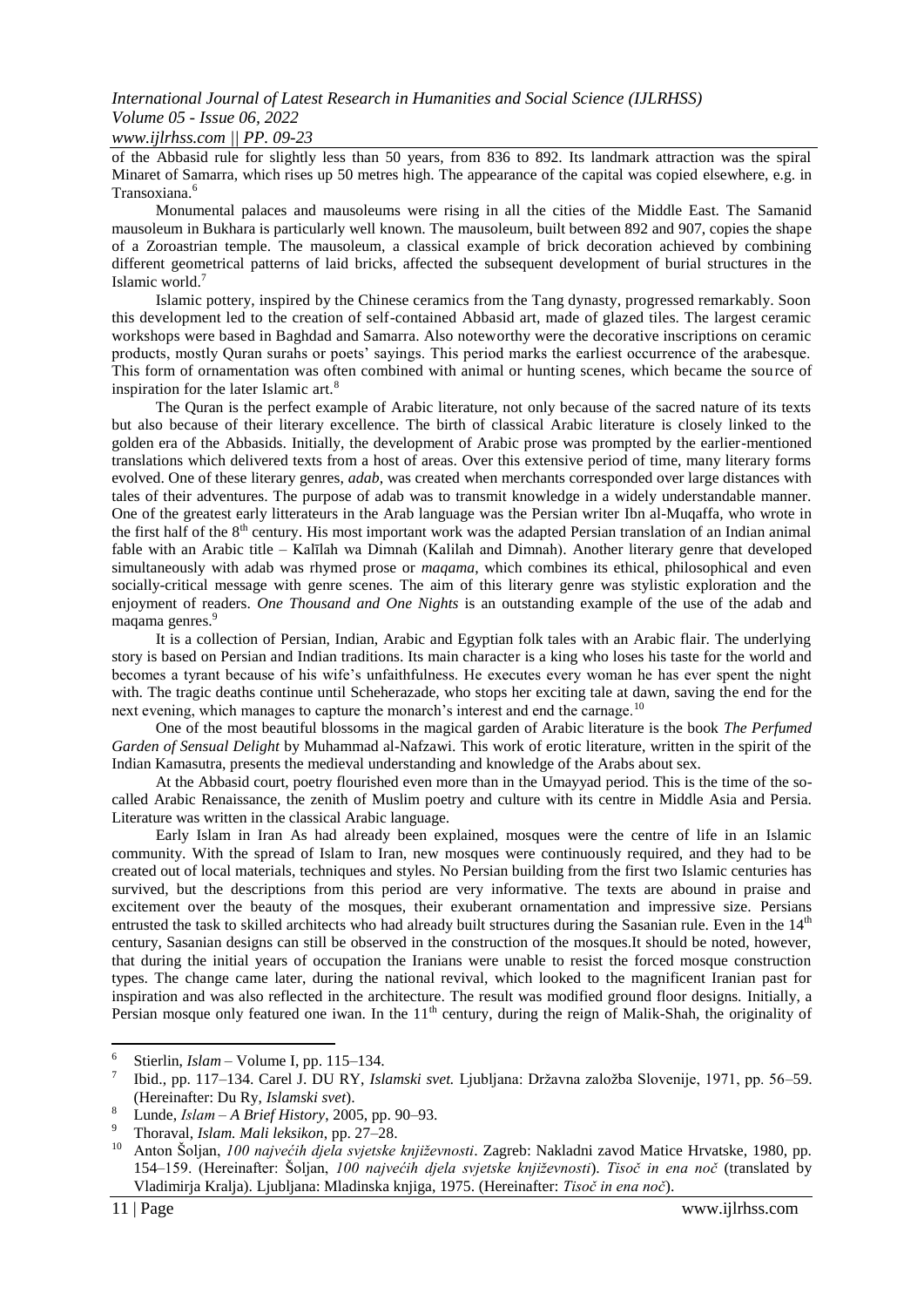of the Abbasid rule for slightly less than 50 years, from 836 to 892. Its landmark attraction was the spiral Minaret of Samarra, which rises up 50 metres high. The appearance of the capital was copied elsewhere, e.g. in Transoxiana.[6]

Monumental palaces and mausoleums were rising in all the cities of the Middle East. The Samanid mausoleum in Bukhara is particularly well known. The mausoleum, built between 892 and 907, copies the shape of a Zoroastrian temple. The mausoleum, a classical example of brick decoration achieved by combining different geometrical patterns of laid bricks, affected the subsequent development of burial structures in the Islamic world.[7]

Islamic pottery, inspired by the Chinese ceramics from the Tang dynasty, progressed remarkably. Soon this development led to the creation of self-contained Abbasid art, made of glazed tiles. The largest ceramic workshops were based in Baghdad and Samarra. Also noteworthy were the decorative inscriptions on ceramic products, mostly Quran surahs or poets' sayings. This period marks the earliest occurrence of the arabesque. This form of ornamentation was often combined with animal or hunting scenes, which became the source of inspiration for the later Islamic art.[8]

The Quran is the perfect example of Arabic literature, not only because of the sacred nature of its texts but also because of their literary excellence. The birth of classical Arabic literature is closely linked to the golden era of the Abbasids. Initially, the development of Arabic prose was prompted by the earlier-mentioned translations which delivered texts from a host of areas. Over this extensive period of time, many literary forms evolved. One of these literary genres, *adab*, was created when merchants corresponded over large distances with tales of their adventures. The purpose of adab was to transmit knowledge in a widely understandable manner. One of the greatest early litterateurs in the Arab language was the Persian writer Ibn al-Muqaffa, who wrote in the first half of the 8th century. His most important work was the adapted Persian translation of an Indian animal fable with an Arabic title – Kalīlah wa Dimnah (Kalilah and Dimnah). Another literary genre that developed simultaneously with adab was rhymed prose or *maqama*, which combines its ethical, philosophical and even socially-critical message with genre scenes. The aim of this literary genre was stylistic exploration and the enjoyment of readers. *One Thousand and One Nights* is an outstanding example of the use of the adab and maqama genres.[9]

It is a collection of Persian, Indian, Arabic and Egyptian folk tales with an Arabic flair. The underlying story is based on Persian and Indian traditions. Its main character is a king who loses his taste for the world and becomes a tyrant because of his wife's unfaithfulness. He executes every woman he has ever spent the night with. The tragic deaths continue until Scheherazade, who stops her exciting tale at dawn, saving the end for the next evening, which manages to capture the monarch's interest and end the carnage.[10]

One of the most beautiful blossoms in the magical garden of Arabic literature is the book *The Perfumed Garden of Sensual Delight* by Muhammad al-Nafzawi. This work of erotic literature, written in the spirit of the Indian Kamasutra, presents the medieval understanding and knowledge of the Arabs about sex.

At the Abbasid court, poetry flourished even more than in the Umayyad period. This is the time of the so-called Arabic Renaissance, the zenith of Muslim poetry and culture with its centre in Middle Asia and Persia. Literature was written in the classical Arabic language.

Early Islam in Iran As had already been explained, mosques were the centre of life in an Islamic community. With the spread of Islam to Iran, new mosques were continuously required, and they had to be created out of local materials, techniques and styles. No Persian building from the first two Islamic centuries has survived, but the descriptions from this period are very informative. The texts are abound in praise and excitement over the beauty of the mosques, their exuberant ornamentation and impressive size. Persians entrusted the task to skilled architects who had already built structures during the Sasanian rule. Even in the 14th century, Sasanian designs can still be observed in the construction of the mosques.It should be noted, however, that during the initial years of occupation the Iranians were unable to resist the forced mosque construction types. The change came later, during the national revival, which looked to the magnificent Iranian past for inspiration and was also reflected in the architecture. The result was modified ground floor designs. Initially, a Persian mosque only featured one iwan. In the 11th century, during the reign of Malik-Shah, the originality of

---

[6] Stierlin, *Islam* – Volume I, pp. 115–134.

[7] Ibid., pp. 117–134. Carel J. DU RY, *Islamski svet.* Ljubljana: Državna založba Slovenije, 1971, pp. 56–59. (Hereinafter: Du Ry, *Islamski svet*).

[8] Lunde, *Islam – A Brief History*, 2005, pp. 90–93.

[9] Thoraval, *Islam. Mali leksikon*, pp. 27–28.

[10] Anton Šoljan, *100 najvećih djela svjetske književnosti*. Zagreb: Nakladni zavod Matice Hrvatske, 1980, pp. 154–159. (Hereinafter: Šoljan, *100 najvećih djela svjetske književnosti*). *Tisoč in ena noč* (translated by Vladimirja Kralja). Ljubljana: Mladinska knjiga, 1975. (Hereinafter: *Tisoč in ena noč*).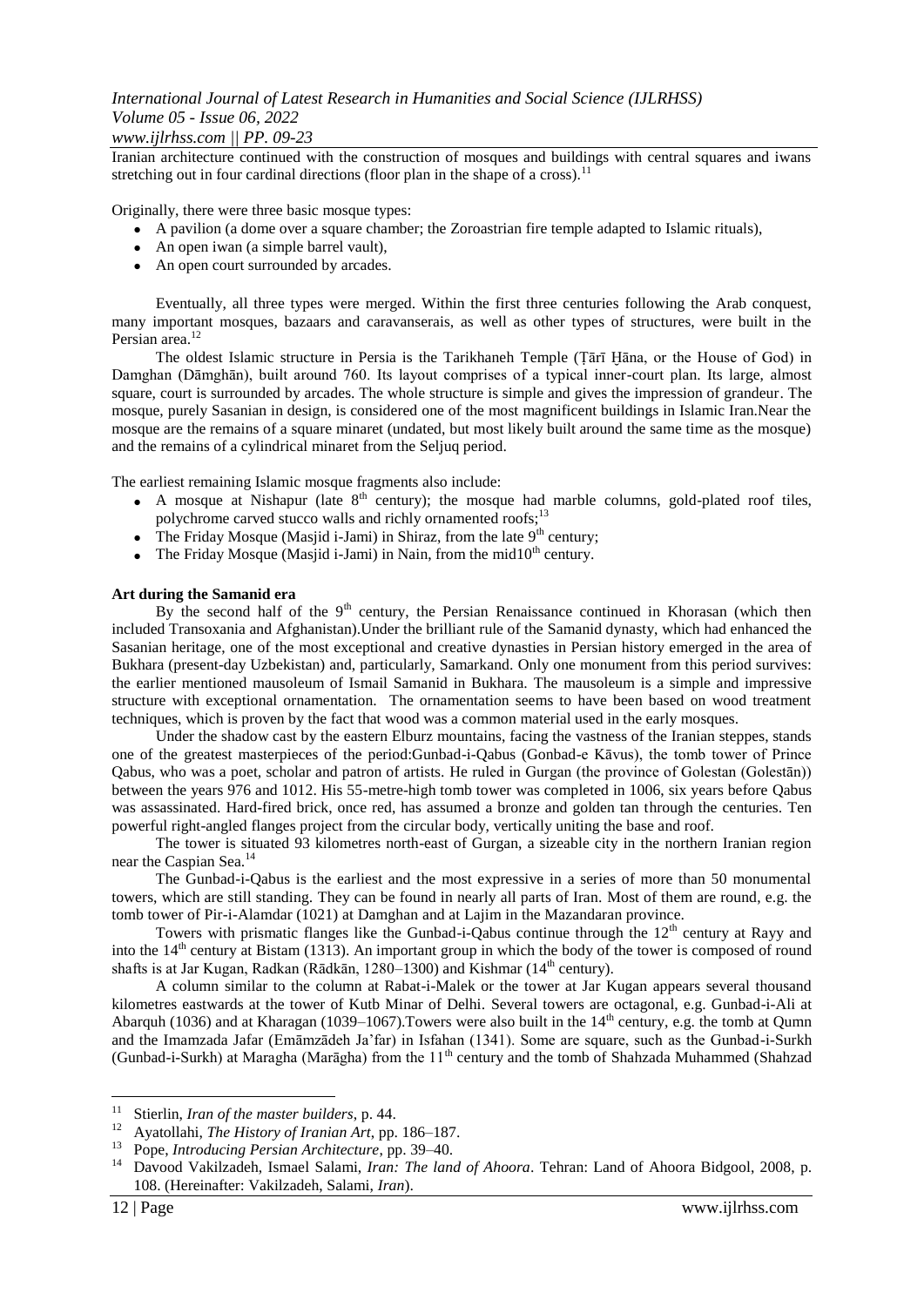Iranian architecture continued with the construction of mosques and buildings with central squares and iwans stretching out in four cardinal directions (floor plan in the shape of a cross).[11]

Originally, there were three basic mosque types:

- A pavilion (a dome over a square chamber; the Zoroastrian fire temple adapted to Islamic rituals),
- An open iwan (a simple barrel vault),
- An open court surrounded by arcades.

Eventually, all three types were merged. Within the first three centuries following the Arab conquest, many important mosques, bazaars and caravanserais, as well as other types of structures, were built in the Persian area.[12]

The oldest Islamic structure in Persia is the Tarikhaneh Temple (Ṭārī Ḫāna, or the House of God) in Damghan (Dāmghān), built around 760. Its layout comprises of a typical inner-court plan. Its large, almost square, court is surrounded by arcades. The whole structure is simple and gives the impression of grandeur. The mosque, purely Sasanian in design, is considered one of the most magnificent buildings in Islamic Iran.Near the mosque are the remains of a square minaret (undated, but most likely built around the same time as the mosque) and the remains of a cylindrical minaret from the Seljuq period.

The earliest remaining Islamic mosque fragments also include:

- A mosque at Nishapur (late 8th century); the mosque had marble columns, gold-plated roof tiles, polychrome carved stucco walls and richly ornamented roofs;[13]
- The Friday Mosque (Masjid i-Jami) in Shiraz, from the late 9th century;
- The Friday Mosque (Masjid i-Jami) in Nain, from the mid10th century.

**Art during the Samanid era**

By the second half of the 9th century, the Persian Renaissance continued in Khorasan (which then included Transoxania and Afghanistan).Under the brilliant rule of the Samanid dynasty, which had enhanced the Sasanian heritage, one of the most exceptional and creative dynasties in Persian history emerged in the area of Bukhara (present-day Uzbekistan) and, particularly, Samarkand. Only one monument from this period survives: the earlier mentioned mausoleum of Ismail Samanid in Bukhara. The mausoleum is a simple and impressive structure with exceptional ornamentation. The ornamentation seems to have been based on wood treatment techniques, which is proven by the fact that wood was a common material used in the early mosques.

Under the shadow cast by the eastern Elburz mountains, facing the vastness of the Iranian steppes, stands one of the greatest masterpieces of the period:Gunbad-i-Qabus (Gonbad-e Kāvus), the tomb tower of Prince Qabus, who was a poet, scholar and patron of artists. He ruled in Gurgan (the province of Golestan (Golestān)) between the years 976 and 1012. His 55-metre-high tomb tower was completed in 1006, six years before Qabus was assassinated. Hard-fired brick, once red, has assumed a bronze and golden tan through the centuries. Ten powerful right-angled flanges project from the circular body, vertically uniting the base and roof.

The tower is situated 93 kilometres north-east of Gurgan, a sizeable city in the northern Iranian region near the Caspian Sea.[14]

The Gunbad-i-Qabus is the earliest and the most expressive in a series of more than 50 monumental towers, which are still standing. They can be found in nearly all parts of Iran. Most of them are round, e.g. the tomb tower of Pir-i-Alamdar (1021) at Damghan and at Lajim in the Mazandaran province.

Towers with prismatic flanges like the Gunbad-i-Qabus continue through the 12th century at Rayy and into the 14th century at Bistam (1313). An important group in which the body of the tower is composed of round shafts is at Jar Kugan, Radkan (Rādkān, 1280–1300) and Kishmar (14th century).

A column similar to the column at Rabat-i-Malek or the tower at Jar Kugan appears several thousand kilometres eastwards at the tower of Kutb Minar of Delhi. Several towers are octagonal, e.g. Gunbad-i-Ali at Abarquh (1036) and at Kharagan (1039–1067).Towers were also built in the 14th century, e.g. the tomb at Qumn and the Imamzada Jafar (Emāmzādeh Ja'far) in Isfahan (1341). Some are square, such as the Gunbad-i-Surkh (Gunbad-i-Surkh) at Maragha (Marāgha) from the 11th century and the tomb of Shahzada Muhammed (Shahzad

---

[11] Stierlin, *Iran of the master builders*, p. 44.

[12] Ayatollahi, *The History of Iranian Art*, pp. 186–187.

[13] Pope, *Introducing Persian Architecture*, pp. 39–40.

[14] Davood Vakilzadeh, Ismael Salami, *Iran: The land of Ahoora*. Tehran: Land of Ahoora Bidgool, 2008, p. 108. (Hereinafter: Vakilzadeh, Salami, *Iran*).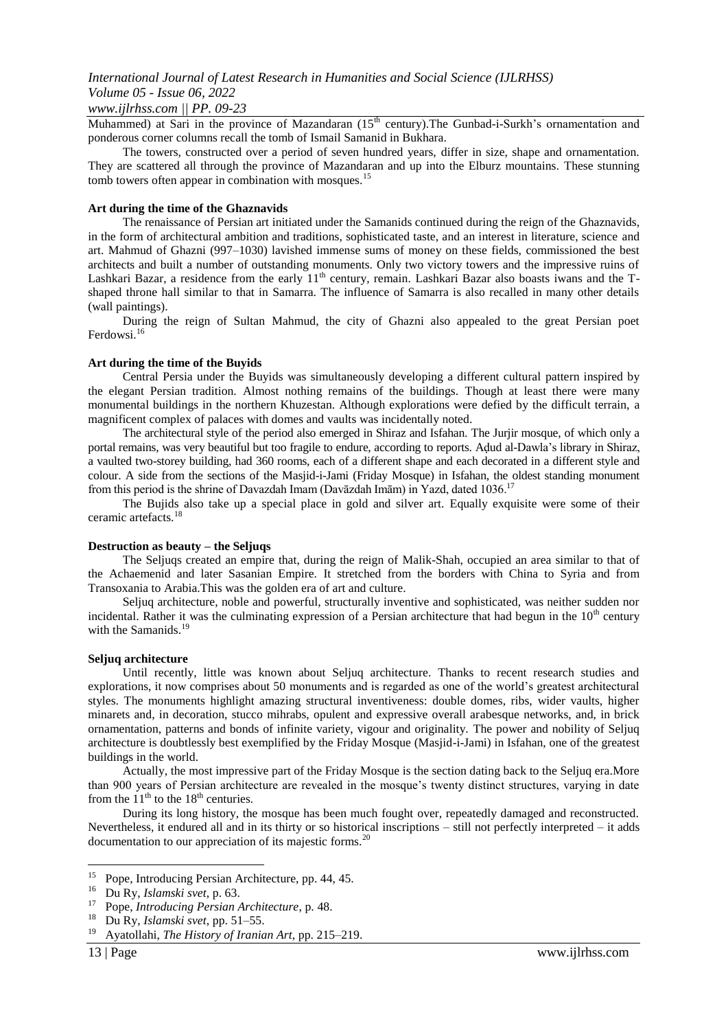Muhammed) at Sari in the province of Mazandaran (15th century).The Gunbad-i-Surkh's ornamentation and ponderous corner columns recall the tomb of Ismail Samanid in Bukhara.

The towers, constructed over a period of seven hundred years, differ in size, shape and ornamentation. They are scattered all through the province of Mazandaran and up into the Elburz mountains. These stunning tomb towers often appear in combination with mosques.[15]

**Art during the time of the Ghaznavids**

The renaissance of Persian art initiated under the Samanids continued during the reign of the Ghaznavids, in the form of architectural ambition and traditions, sophisticated taste, and an interest in literature, science and art. Mahmud of Ghazni (997–1030) lavished immense sums of money on these fields, commissioned the best architects and built a number of outstanding monuments. Only two victory towers and the impressive ruins of Lashkari Bazar, a residence from the early 11th century, remain. Lashkari Bazar also boasts iwans and the T-shaped throne hall similar to that in Samarra. The influence of Samarra is also recalled in many other details (wall paintings).

During the reign of Sultan Mahmud, the city of Ghazni also appealed to the great Persian poet Ferdowsi.[16]

**Art during the time of the Buyids**

Central Persia under the Buyids was simultaneously developing a different cultural pattern inspired by the elegant Persian tradition. Almost nothing remains of the buildings. Though at least there were many monumental buildings in the northern Khuzestan. Although explorations were defied by the difficult terrain, a magnificent complex of palaces with domes and vaults was incidentally noted.

The architectural style of the period also emerged in Shiraz and Isfahan. The Jurjir mosque, of which only a portal remains, was very beautiful but too fragile to endure, according to reports. Aḍud al-Dawla's library in Shiraz, a vaulted two-storey building, had 360 rooms, each of a different shape and each decorated in a different style and colour. A side from the sections of the Masjid-i-Jami (Friday Mosque) in Isfahan, the oldest standing monument from this period is the shrine of Davazdah Imam (Davāzdah Imām) in Yazd, dated 1036.[17]

The Bujids also take up a special place in gold and silver art. Equally exquisite were some of their ceramic artefacts.[18]

**Destruction as beauty – the Seljuqs**

The Seljuqs created an empire that, during the reign of Malik-Shah, occupied an area similar to that of the Achaemenid and later Sasanian Empire. It stretched from the borders with China to Syria and from Transoxania to Arabia.This was the golden era of art and culture.

Seljuq architecture, noble and powerful, structurally inventive and sophisticated, was neither sudden nor incidental. Rather it was the culminating expression of a Persian architecture that had begun in the 10th century with the Samanids.[19]

**Seljuq architecture**

Until recently, little was known about Seljuq architecture. Thanks to recent research studies and explorations, it now comprises about 50 monuments and is regarded as one of the world's greatest architectural styles. The monuments highlight amazing structural inventiveness: double domes, ribs, wider vaults, higher minarets and, in decoration, stucco mihrabs, opulent and expressive overall arabesque networks, and, in brick ornamentation, patterns and bonds of infinite variety, vigour and originality. The power and nobility of Seljuq architecture is doubtlessly best exemplified by the Friday Mosque (Masjid-i-Jami) in Isfahan, one of the greatest buildings in the world.

Actually, the most impressive part of the Friday Mosque is the section dating back to the Seljuq era.More than 900 years of Persian architecture are revealed in the mosque's twenty distinct structures, varying in date from the 11th to the 18th centuries.

During its long history, the mosque has been much fought over, repeatedly damaged and reconstructed. Nevertheless, it endured all and in its thirty or so historical inscriptions – still not perfectly interpreted – it adds documentation to our appreciation of its majestic forms.[20]

---

[15] Pope, Introducing Persian Architecture, pp. 44, 45.

[16] Du Ry, *Islamski svet*, p. 63.

[17] Pope, *Introducing Persian Architecture*, p. 48.

[18] Du Ry, *Islamski svet*, pp. 51–55.

[19] Ayatollahi, *The History of Iranian Art*, pp. 215–219.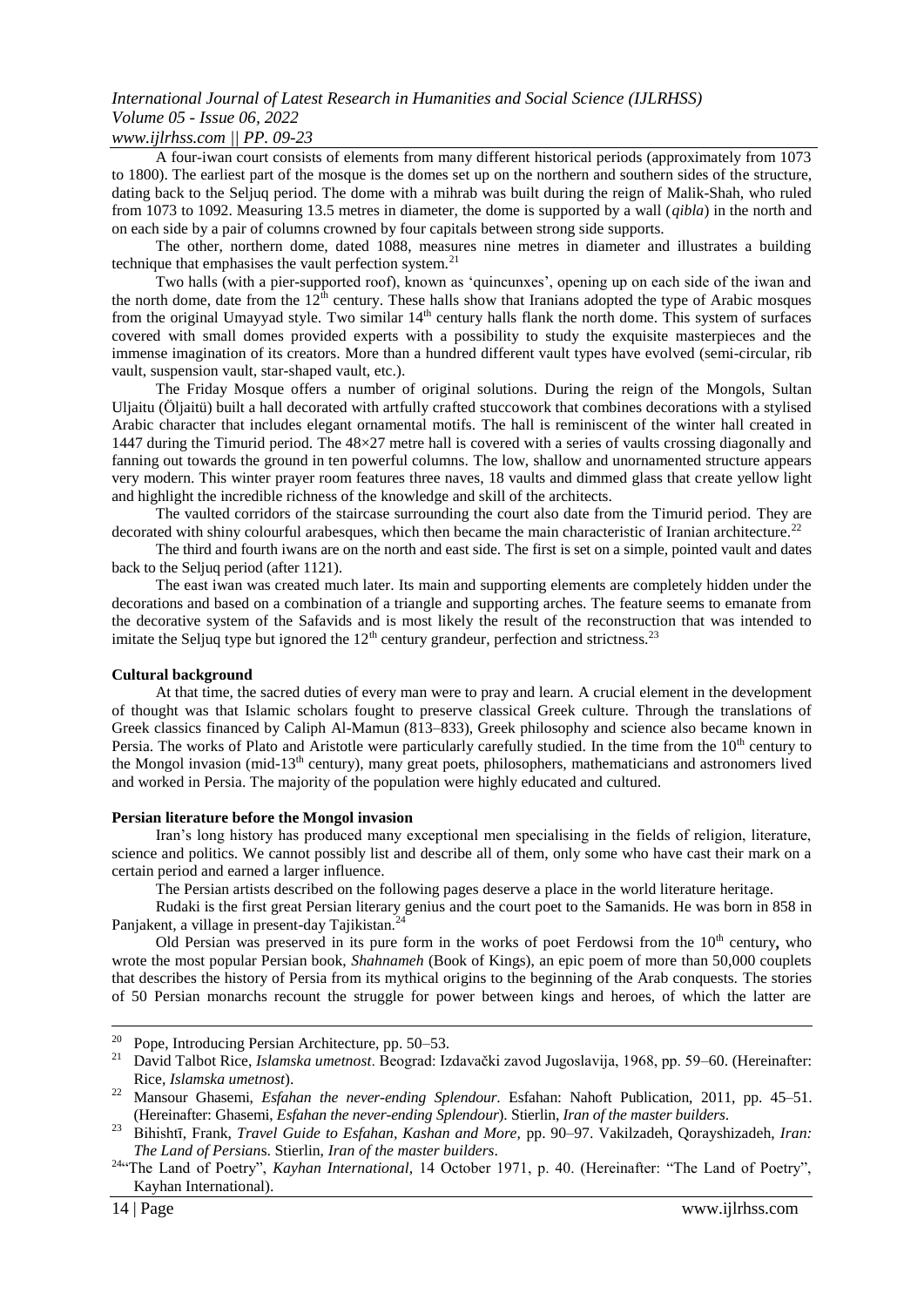A four-iwan court consists of elements from many different historical periods (approximately from 1073 to 1800). The earliest part of the mosque is the domes set up on the northern and southern sides of the structure, dating back to the Seljuq period. The dome with a mihrab was built during the reign of Malik-Shah, who ruled from 1073 to 1092. Measuring 13.5 metres in diameter, the dome is supported by a wall (*qibla*) in the north and on each side by a pair of columns crowned by four capitals between strong side supports.

The other, northern dome, dated 1088, measures nine metres in diameter and illustrates a building technique that emphasises the vault perfection system.[21]

Two halls (with a pier-supported roof), known as 'quincunxes', opening up on each side of the iwan and the north dome, date from the 12th century. These halls show that Iranians adopted the type of Arabic mosques from the original Umayyad style. Two similar 14th century halls flank the north dome. This system of surfaces covered with small domes provided experts with a possibility to study the exquisite masterpieces and the immense imagination of its creators. More than a hundred different vault types have evolved (semi-circular, rib vault, suspension vault, star-shaped vault, etc.).

The Friday Mosque offers a number of original solutions. During the reign of the Mongols, Sultan Uljaitu (Öljaitü) built a hall decorated with artfully crafted stuccowork that combines decorations with a stylised Arabic character that includes elegant ornamental motifs. The hall is reminiscent of the winter hall created in 1447 during the Timurid period. The 48×27 metre hall is covered with a series of vaults crossing diagonally and fanning out towards the ground in ten powerful columns. The low, shallow and unornamented structure appears very modern. This winter prayer room features three naves, 18 vaults and dimmed glass that create yellow light and highlight the incredible richness of the knowledge and skill of the architects.

The vaulted corridors of the staircase surrounding the court also date from the Timurid period. They are decorated with shiny colourful arabesques, which then became the main characteristic of Iranian architecture.[22]

The third and fourth iwans are on the north and east side. The first is set on a simple, pointed vault and dates back to the Seljuq period (after 1121).

The east iwan was created much later. Its main and supporting elements are completely hidden under the decorations and based on a combination of a triangle and supporting arches. The feature seems to emanate from the decorative system of the Safavids and is most likely the result of the reconstruction that was intended to imitate the Seljuq type but ignored the 12th century grandeur, perfection and strictness.[23]

**Cultural background**

At that time, the sacred duties of every man were to pray and learn. A crucial element in the development of thought was that Islamic scholars fought to preserve classical Greek culture. Through the translations of Greek classics financed by Caliph Al-Mamun (813–833), Greek philosophy and science also became known in Persia. The works of Plato and Aristotle were particularly carefully studied. In the time from the 10th century to the Mongol invasion (mid-13th century), many great poets, philosophers, mathematicians and astronomers lived and worked in Persia. The majority of the population were highly educated and cultured.

**Persian literature before the Mongol invasion**

Iran's long history has produced many exceptional men specialising in the fields of religion, literature, science and politics. We cannot possibly list and describe all of them, only some who have cast their mark on a certain period and earned a larger influence.

The Persian artists described on the following pages deserve a place in the world literature heritage.

Rudaki is the first great Persian literary genius and the court poet to the Samanids. He was born in 858 in Panjakent, a village in present-day Tajikistan.[24]

Old Persian was preserved in its pure form in the works of poet Ferdowsi from the 10th century**,** who wrote the most popular Persian book, *Shahnameh* (Book of Kings), an epic poem of more than 50,000 couplets that describes the history of Persia from its mythical origins to the beginning of the Arab conquests. The stories of 50 Persian monarchs recount the struggle for power between kings and heroes, of which the latter are

---

[20] Pope, Introducing Persian Architecture, pp. 50–53.

[21] David Talbot Rice, *Islamska umetnost*. Beograd: Izdavački zavod Jugoslavija, 1968, pp. 59–60. (Hereinafter: Rice, *Islamska umetnost*).

[22] Mansour Ghasemi, *Esfahan the never-ending Splendour*. Esfahan: Nahoft Publication, 2011, pp. 45–51. (Hereinafter: Ghasemi, *Esfahan the never-ending Splendour*). Stierlin, *Iran of the master builders*.

[23] Bihishtī, Frank, *Travel Guide to Esfahan, Kashan and More,* pp. 90–97. Vakilzadeh, Qorayshizadeh, *Iran: The Land of Persian*s. Stierlin, *Iran of the master builders*.

[24] "The Land of Poetry", *Kayhan International,* 14 October 1971, p. 40. (Hereinafter: "The Land of Poetry", Kayhan International).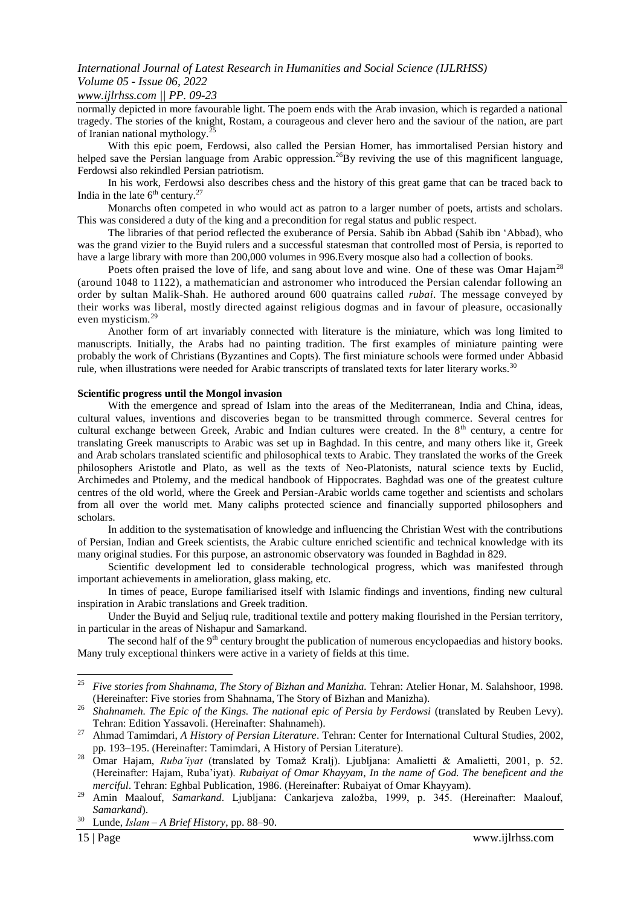normally depicted in more favourable light. The poem ends with the Arab invasion, which is regarded a national tragedy. The stories of the knight, Rostam, a courageous and clever hero and the saviour of the nation, are part of Iranian national mythology.[25]

With this epic poem, Ferdowsi, also called the Persian Homer, has immortalised Persian history and helped save the Persian language from Arabic oppression.[26]By reviving the use of this magnificent language, Ferdowsi also rekindled Persian patriotism.

In his work, Ferdowsi also describes chess and the history of this great game that can be traced back to India in the late 6th century.[27]

Monarchs often competed in who would act as patron to a larger number of poets, artists and scholars. This was considered a duty of the king and a precondition for regal status and public respect.

The libraries of that period reflected the exuberance of Persia. Sahib ibn Abbad (Sahib ibn 'Abbad), who was the grand vizier to the Buyid rulers and a successful statesman that controlled most of Persia, is reported to have a large library with more than 200,000 volumes in 996.Every mosque also had a collection of books.

Poets often praised the love of life, and sang about love and wine. One of these was Omar Hajam[28] (around 1048 to 1122), a mathematician and astronomer who introduced the Persian calendar following an order by sultan Malik-Shah. He authored around 600 quatrains called *rubai*. The message conveyed by their works was liberal, mostly directed against religious dogmas and in favour of pleasure, occasionally even mysticism.[29]

Another form of art invariably connected with literature is the miniature, which was long limited to manuscripts. Initially, the Arabs had no painting tradition. The first examples of miniature painting were probably the work of Christians (Byzantines and Copts). The first miniature schools were formed under Abbasid rule, when illustrations were needed for Arabic transcripts of translated texts for later literary works.[30]

**Scientific progress until the Mongol invasion**

With the emergence and spread of Islam into the areas of the Mediterranean, India and China, ideas, cultural values, inventions and discoveries began to be transmitted through commerce. Several centres for cultural exchange between Greek, Arabic and Indian cultures were created. In the 8th century, a centre for translating Greek manuscripts to Arabic was set up in Baghdad. In this centre, and many others like it, Greek and Arab scholars translated scientific and philosophical texts to Arabic. They translated the works of the Greek philosophers Aristotle and Plato, as well as the texts of Neo-Platonists, natural science texts by Euclid, Archimedes and Ptolemy, and the medical handbook of Hippocrates. Baghdad was one of the greatest culture centres of the old world, where the Greek and Persian-Arabic worlds came together and scientists and scholars from all over the world met. Many caliphs protected science and financially supported philosophers and scholars.

In addition to the systematisation of knowledge and influencing the Christian West with the contributions of Persian, Indian and Greek scientists, the Arabic culture enriched scientific and technical knowledge with its many original studies. For this purpose, an astronomic observatory was founded in Baghdad in 829.

Scientific development led to considerable technological progress, which was manifested through important achievements in amelioration, glass making, etc.

In times of peace, Europe familiarised itself with Islamic findings and inventions, finding new cultural inspiration in Arabic translations and Greek tradition.

Under the Buyid and Seljuq rule, traditional textile and pottery making flourished in the Persian territory, in particular in the areas of Nishapur and Samarkand.

The second half of the 9th century brought the publication of numerous encyclopaedias and history books. Many truly exceptional thinkers were active in a variety of fields at this time.

---

[25] *Five stories from Shahnama, The Story of Bizhan and Manizha.* Tehran: Atelier Honar, M. Salahshoor, 1998. (Hereinafter: Five stories from Shahnama, The Story of Bizhan and Manizha).

[26] *Shahnameh. The Epic of the Kings. The national epic of Persia by Ferdowsi* (translated by Reuben Levy). Tehran: Edition Yassavoli. (Hereinafter: Shahnameh).

[27] Ahmad Tamimdari, *A History of Persian Literature*. Tehran: Center for International Cultural Studies, 2002, pp. 193–195. (Hereinafter: Tamimdari, A History of Persian Literature).

[28] Omar Hajam, *Ruba'iyat* (translated by Tomaž Kralj). Ljubljana: Amalietti & Amalietti, 2001, p. 52. (Hereinafter: Hajam, Ruba'iyat). *Rubaiyat of Omar Khayyam, In the name of God. The beneficent and the merciful*. Tehran: Eghbal Publication, 1986. (Hereinafter: Rubaiyat of Omar Khayyam).

[29] Amin Maalouf, *Samarkand*. Ljubljana: Cankarjeva založba, 1999, p. 345. (Hereinafter: Maalouf, *Samarkand*).

[30] Lunde, *Islam – A Brief History*, pp. 88–90.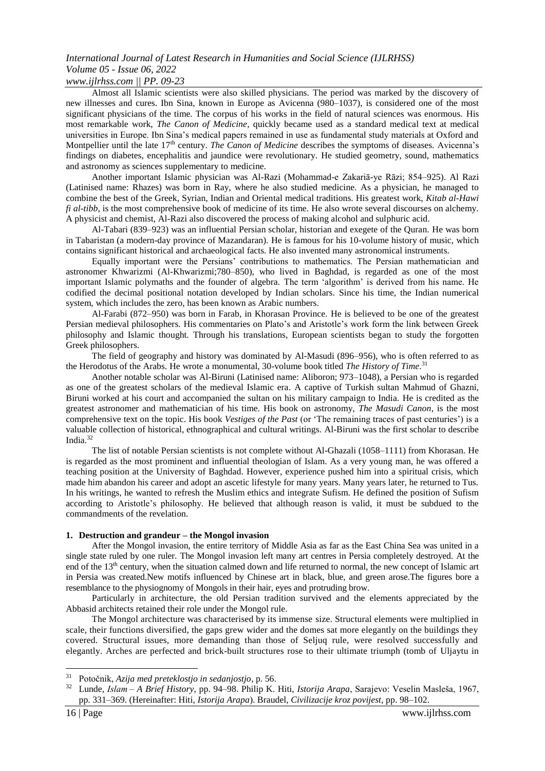Almost all Islamic scientists were also skilled physicians. The period was marked by the discovery of new illnesses and cures. Ibn Sina, known in Europe as Avicenna (980–1037), is considered one of the most significant physicians of the time. The corpus of his works in the field of natural sciences was enormous. His most remarkable work, *The Canon of Medicine*, quickly became used as a standard medical text at medical universities in Europe. Ibn Sina's medical papers remained in use as fundamental study materials at Oxford and Montpellier until the late 17th century. *The Canon of Medicine* describes the symptoms of diseases. Avicenna's findings on diabetes, encephalitis and jaundice were revolutionary. He studied geometry, sound, mathematics and astronomy as sciences supplementary to medicine.

Another important Islamic physician was Al-Razi (Mohammad-e Zakariā-ye Rāzi; 854–925). Al Razi (Latinised name: Rhazes) was born in Ray, where he also studied medicine. As a physician, he managed to combine the best of the Greek, Syrian, Indian and Oriental medical traditions. His greatest work, *Kitab al-Hawi fi al-tibb*, is the most comprehensive book of medicine of its time. He also wrote several discourses on alchemy. A physicist and chemist, Al-Razi also discovered the process of making alcohol and sulphuric acid.

Al-Tabari (839–923) was an influential Persian scholar, historian and exegete of the Quran. He was born in Tabaristan (a modern-day province of Mazandaran). He is famous for his 10-volume history of music, which contains significant historical and archaeological facts. He also invented many astronomical instruments.

Equally important were the Persians' contributions to mathematics. The Persian mathematician and astronomer Khwarizmi (Al-Khwarizmi;780–850), who lived in Baghdad, is regarded as one of the most important Islamic polymaths and the founder of algebra. The term 'algorithm' is derived from his name. He codified the decimal positional notation developed by Indian scholars. Since his time, the Indian numerical system, which includes the zero, has been known as Arabic numbers.

Al-Farabi (872–950) was born in Farab, in Khorasan Province. He is believed to be one of the greatest Persian medieval philosophers. His commentaries on Plato's and Aristotle's work form the link between Greek philosophy and Islamic thought. Through his translations, European scientists began to study the forgotten Greek philosophers.

The field of geography and history was dominated by Al-Masudi (896–956), who is often referred to as the Herodotus of the Arabs. He wrote a monumental, 30-volume book titled *The History of Time*.[31]

Another notable scholar was Al-Biruni (Latinised name: Aliboron; 973–1048), a Persian who is regarded as one of the greatest scholars of the medieval Islamic era. A captive of Turkish sultan Mahmud of Ghazni, Biruni worked at his court and accompanied the sultan on his military campaign to India. He is credited as the greatest astronomer and mathematician of his time. His book on astronomy, *The Masudi Canon*, is the most comprehensive text on the topic. His book *Vestiges of the Past* (or 'The remaining traces of past centuries') is a valuable collection of historical, ethnographical and cultural writings. Al-Biruni was the first scholar to describe India.[32]

The list of notable Persian scientists is not complete without Al-Ghazali (1058–1111) from Khorasan. He is regarded as the most prominent and influential theologian of Islam. As a very young man, he was offered a teaching position at the University of Baghdad. However, experience pushed him into a spiritual crisis, which made him abandon his career and adopt an ascetic lifestyle for many years. Many years later, he returned to Tus. In his writings, he wanted to refresh the Muslim ethics and integrate Sufism. He defined the position of Sufism according to Aristotle's philosophy. He believed that although reason is valid, it must be subdued to the commandments of the revelation.

## 1. Destruction and grandeur – the Mongol invasion

After the Mongol invasion, the entire territory of Middle Asia as far as the East China Sea was united in a single state ruled by one ruler. The Mongol invasion left many art centres in Persia completely destroyed. At the end of the 13th century, when the situation calmed down and life returned to normal, the new concept of Islamic art in Persia was created.New motifs influenced by Chinese art in black, blue, and green arose.The figures bore a resemblance to the physiognomy of Mongols in their hair, eyes and protruding brow.

Particularly in architecture, the old Persian tradition survived and the elements appreciated by the Abbasid architects retained their role under the Mongol rule.

The Mongol architecture was characterised by its immense size. Structural elements were multiplied in scale, their functions diversified, the gaps grew wider and the domes sat more elegantly on the buildings they covered. Structural issues, more demanding than those of Seljuq rule, were resolved successfully and elegantly. Arches are perfected and brick-built structures rose to their ultimate triumph (tomb of Uljaytu in

---

[31] Potočnik, *Azija med preteklostjo in sedanjostjo*, p. 56.

[32] Lunde, *Islam – A Brief History*, pp. 94–98. Philip K. Hiti, *Istorija Arapa*, Sarajevo: Veselin Masleša, 1967, pp. 331–369. (Hereinafter: Hiti, *Istorija Arapa*). Braudel, *Civilizacije kroz povijest*, pp. 98–102.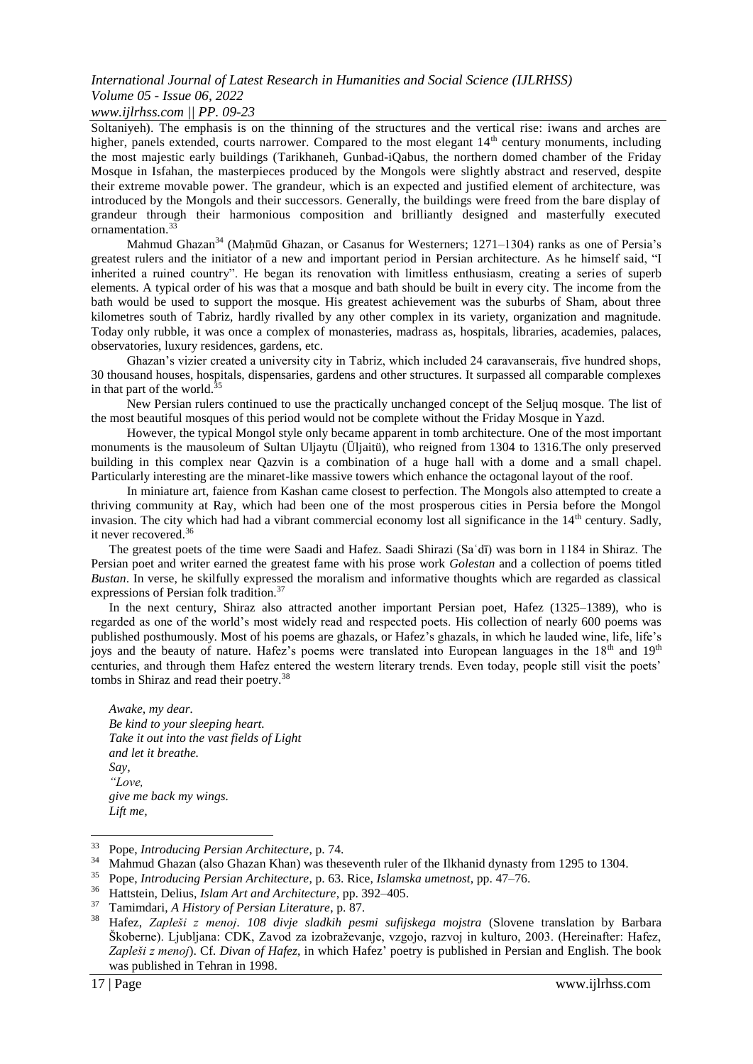Soltaniyeh). The emphasis is on the thinning of the structures and the vertical rise: iwans and arches are higher, panels extended, courts narrower. Compared to the most elegant 14th century monuments, including the most majestic early buildings (Tarikhaneh, Gunbad-iQabus, the northern domed chamber of the Friday Mosque in Isfahan, the masterpieces produced by the Mongols were slightly abstract and reserved, despite their extreme movable power. The grandeur, which is an expected and justified element of architecture, was introduced by the Mongols and their successors. Generally, the buildings were freed from the bare display of grandeur through their harmonious composition and brilliantly designed and masterfully executed ornamentation.[33]

Mahmud Ghazan[34] (Maḥmūd Ghazan, or Casanus for Westerners; 1271–1304) ranks as one of Persia's greatest rulers and the initiator of a new and important period in Persian architecture. As he himself said, "I inherited a ruined country". He began its renovation with limitless enthusiasm, creating a series of superb elements. A typical order of his was that a mosque and bath should be built in every city. The income from the bath would be used to support the mosque. His greatest achievement was the suburbs of Sham, about three kilometres south of Tabriz, hardly rivalled by any other complex in its variety, organization and magnitude. Today only rubble, it was once a complex of monasteries, madrass as, hospitals, libraries, academies, palaces, observatories, luxury residences, gardens, etc.

Ghazan's vizier created a university city in Tabriz, which included 24 caravanserais, five hundred shops, 30 thousand houses, hospitals, dispensaries, gardens and other structures. It surpassed all comparable complexes in that part of the world.[35]

New Persian rulers continued to use the practically unchanged concept of the Seljuq mosque. The list of the most beautiful mosques of this period would not be complete without the Friday Mosque in Yazd.

However, the typical Mongol style only became apparent in tomb architecture. One of the most important monuments is the mausoleum of Sultan Uljaytu (Üljaitü), who reigned from 1304 to 1316.The only preserved building in this complex near Qazvin is a combination of a huge hall with a dome and a small chapel. Particularly interesting are the minaret-like massive towers which enhance the octagonal layout of the roof.

In miniature art, faience from Kashan came closest to perfection. The Mongols also attempted to create a thriving community at Ray, which had been one of the most prosperous cities in Persia before the Mongol invasion. The city which had had a vibrant commercial economy lost all significance in the 14th century. Sadly, it never recovered.[36]

The greatest poets of the time were Saadi and Hafez. Saadi Shirazi (Saʿdī) was born in 1184 in Shiraz. The Persian poet and writer earned the greatest fame with his prose work *Golestan* and a collection of poems titled *Bustan*. In verse, he skilfully expressed the moralism and informative thoughts which are regarded as classical expressions of Persian folk tradition.[37]

In the next century, Shiraz also attracted another important Persian poet, Hafez (1325–1389), who is regarded as one of the world's most widely read and respected poets. His collection of nearly 600 poems was published posthumously. Most of his poems are ghazals, or Hafez's ghazals, in which he lauded wine, life, life's joys and the beauty of nature. Hafez's poems were translated into European languages in the 18th and 19th centuries, and through them Hafez entered the western literary trends. Even today, people still visit the poets' tombs in Shiraz and read their poetry.[38]

*Awake, my dear.*
*Be kind to your sleeping heart.*
*Take it out into the vast fields of Light*
*and let it breathe.*
*Say,*
*"Love,*
*give me back my wings.*
*Lift me,*

---

[33] Pope, *Introducing Persian Architecture*, p. 74.

[34] Mahmud Ghazan (also Ghazan Khan) was theseventh ruler of the Ilkhanid dynasty from 1295 to 1304.

[35] Pope, *Introducing Persian Architecture*, p. 63. Rice, *Islamska umetnost*, pp. 47–76.

[36] Hattstein, Delius, *Islam Art and Architecture*, pp. 392–405.

[37] Tamimdari, *A History of Persian Literature*, p. 87.

[38] Hafez, *Zapleši z menoj. 108 divje sladkih pesmi sufijskega mojstra* (Slovene translation by Barbara Škoberne). Ljubljana: CDK, Zavod za izobraževanje, vzgojo, razvoj in kulturo, 2003. (Hereinafter: Hafez, *Zapleši z menoj*). Cf. *Divan of Hafez*, in which Hafez' poetry is published in Persian and English. The book was published in Tehran in 1998.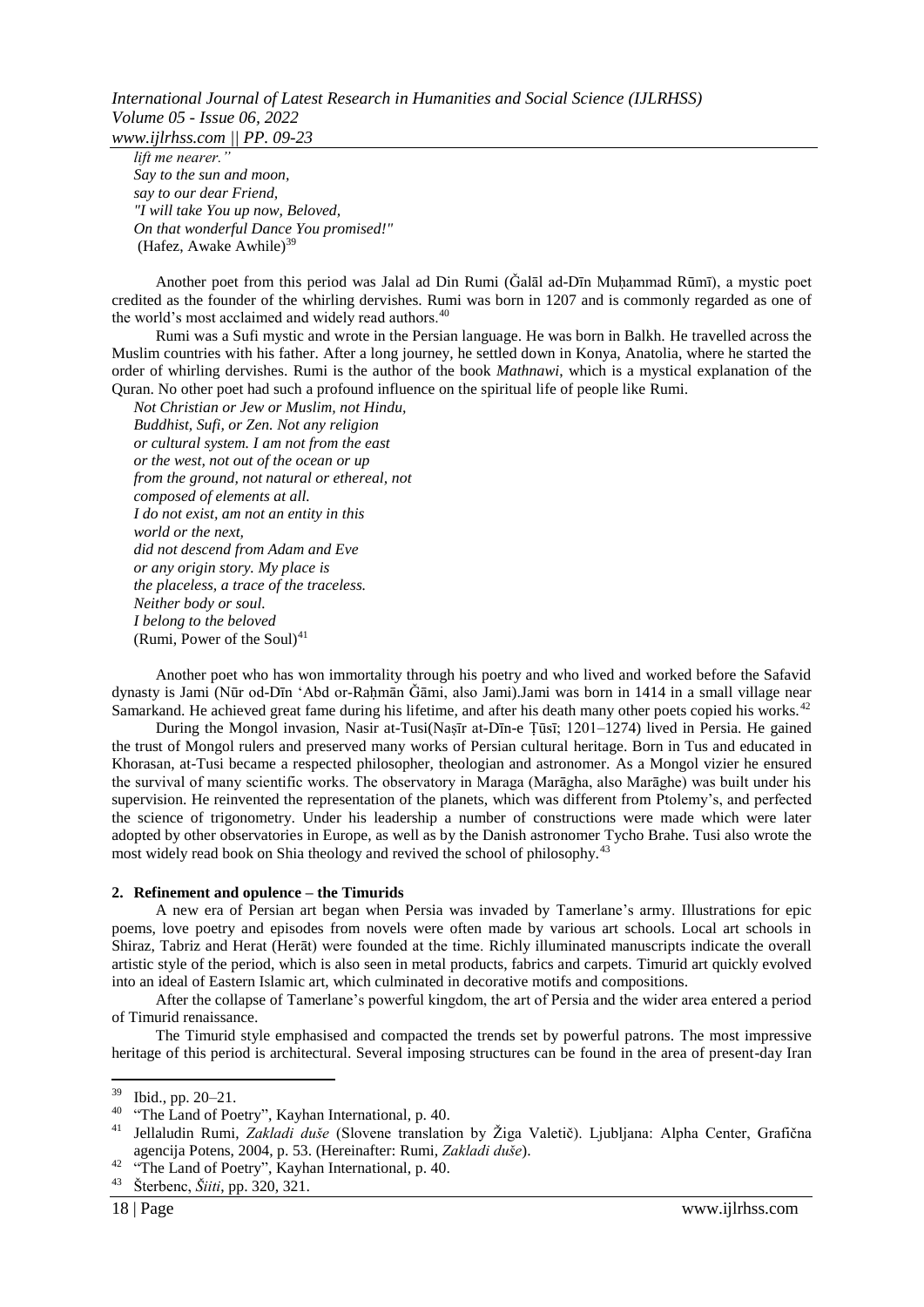*lift me nearer."*
*Say to the sun and moon,*
*say to our dear Friend,*
*"I will take You up now, Beloved,*
*On that wonderful Dance You promised!"*
(Hafez, Awake Awhile)[39]

Another poet from this period was Jalal ad Din Rumi (Ǧalāl ad-Dīn Muḥammad Rūmī), a mystic poet credited as the founder of the whirling dervishes. Rumi was born in 1207 and is commonly regarded as one of the world's most acclaimed and widely read authors.[40]

Rumi was a Sufi mystic and wrote in the Persian language. He was born in Balkh. He travelled across the Muslim countries with his father. After a long journey, he settled down in Konya, Anatolia, where he started the order of whirling dervishes. Rumi is the author of the book *Mathnawi*, which is a mystical explanation of the Quran. No other poet had such a profound influence on the spiritual life of people like Rumi.

*Not Christian or Jew or Muslim, not Hindu,*
*Buddhist, Sufi, or Zen. Not any religion*
*or cultural system. I am not from the east*
*or the west, not out of the ocean or up*
*from the ground, not natural or ethereal, not*
*composed of elements at all.*
*I do not exist, am not an entity in this*
*world or the next,*
*did not descend from Adam and Eve*
*or any origin story. My place is*
*the placeless, a trace of the traceless.*
*Neither body or soul.*
*I belong to the beloved*
(Rumi, Power of the Soul)[41]

Another poet who has won immortality through his poetry and who lived and worked before the Safavid dynasty is Jami (Nūr od-Dīn 'Abd or-Raḥmān Ǧāmi, also Jami).Jami was born in 1414 in a small village near Samarkand. He achieved great fame during his lifetime, and after his death many other poets copied his works.[42]

During the Mongol invasion, Nasir at-Tusi(Naṣīr at-Dīn-e Ṭūsī; 1201–1274) lived in Persia. He gained the trust of Mongol rulers and preserved many works of Persian cultural heritage. Born in Tus and educated in Khorasan, at-Tusi became a respected philosopher, theologian and astronomer. As a Mongol vizier he ensured the survival of many scientific works. The observatory in Maraga (Marāgha, also Marāghe) was built under his supervision. He reinvented the representation of the planets, which was different from Ptolemy's, and perfected the science of trigonometry. Under his leadership a number of constructions were made which were later adopted by other observatories in Europe, as well as by the Danish astronomer Tycho Brahe. Tusi also wrote the most widely read book on Shia theology and revived the school of philosophy.[43]

## 2. Refinement and opulence – the Timurids

A new era of Persian art began when Persia was invaded by Tamerlane's army. Illustrations for epic poems, love poetry and episodes from novels were often made by various art schools. Local art schools in Shiraz, Tabriz and Herat (Herāt) were founded at the time. Richly illuminated manuscripts indicate the overall artistic style of the period, which is also seen in metal products, fabrics and carpets. Timurid art quickly evolved into an ideal of Eastern Islamic art, which culminated in decorative motifs and compositions.

After the collapse of Tamerlane's powerful kingdom, the art of Persia and the wider area entered a period of Timurid renaissance.

The Timurid style emphasised and compacted the trends set by powerful patrons. The most impressive heritage of this period is architectural. Several imposing structures can be found in the area of present-day Iran

---

[39] Ibid., pp. 20–21.

[40] "The Land of Poetry", Kayhan International, p. 40.

[41] Jellaludin Rumi, *Zakladi duše* (Slovene translation by Žiga Valetič). Ljubljana: Alpha Center, Grafična agencija Potens, 2004, p. 53. (Hereinafter: Rumi, *Zakladi duše*).

[42] "The Land of Poetry", Kayhan International, p. 40.

[43] Šterbenc, *Šiiti*, pp. 320, 321.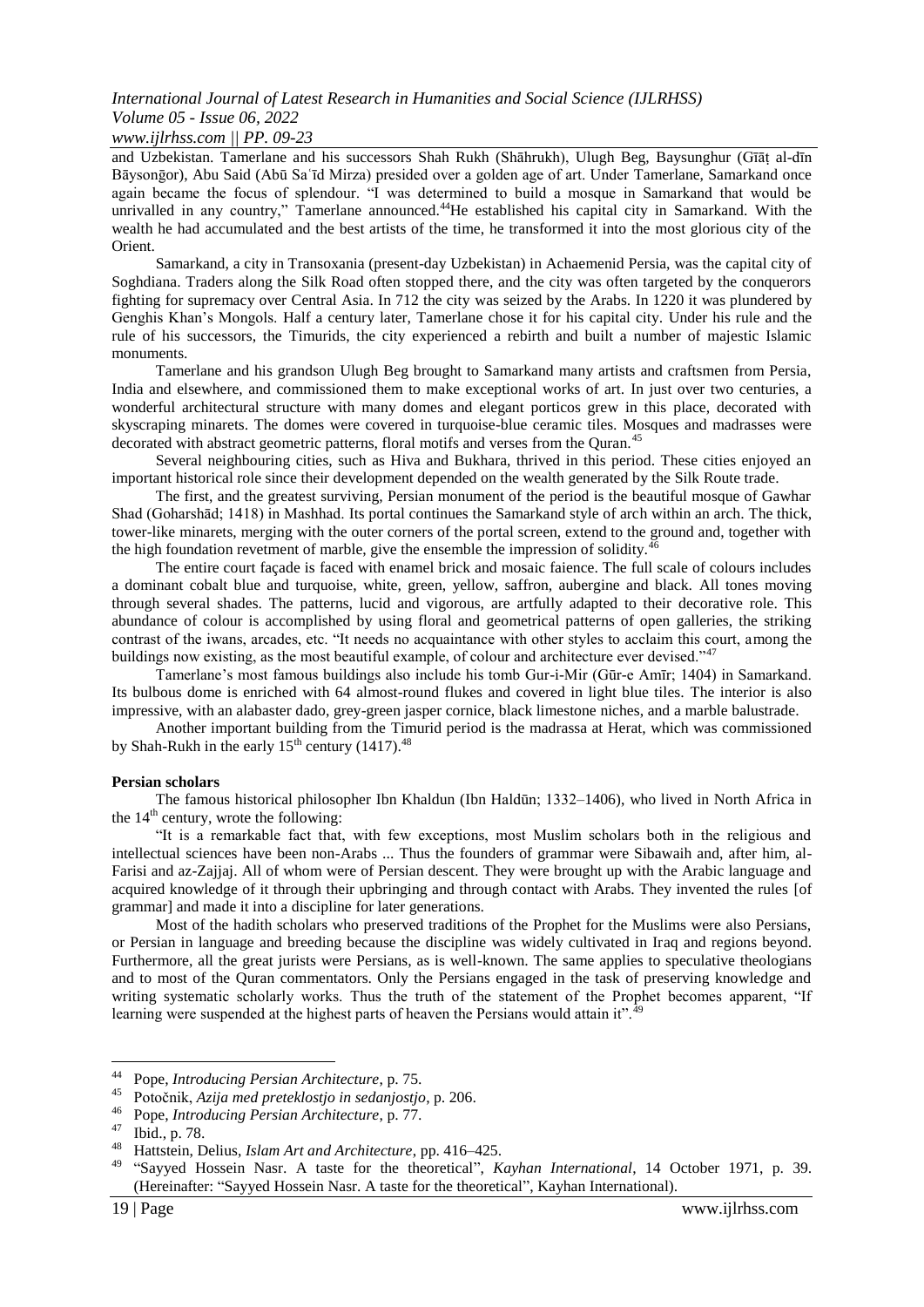and Uzbekistan. Tamerlane and his successors Shah Rukh (Shāhrukh), Ulugh Beg, Baysunghur (Gīāṭ al-dīn Bāysonğor), Abu Said (Abū Saʿīd Mirza) presided over a golden age of art. Under Tamerlane, Samarkand once again became the focus of splendour. "I was determined to build a mosque in Samarkand that would be unrivalled in any country," Tamerlane announced.[44] He established his capital city in Samarkand. With the wealth he had accumulated and the best artists of the time, he transformed it into the most glorious city of the Orient.

Samarkand, a city in Transoxania (present-day Uzbekistan) in Achaemenid Persia, was the capital city of Soghdiana. Traders along the Silk Road often stopped there, and the city was often targeted by the conquerors fighting for supremacy over Central Asia. In 712 the city was seized by the Arabs. In 1220 it was plundered by Genghis Khan's Mongols. Half a century later, Tamerlane chose it for his capital city. Under his rule and the rule of his successors, the Timurids, the city experienced a rebirth and built a number of majestic Islamic monuments.

Tamerlane and his grandson Ulugh Beg brought to Samarkand many artists and craftsmen from Persia, India and elsewhere, and commissioned them to make exceptional works of art. In just over two centuries, a wonderful architectural structure with many domes and elegant porticos grew in this place, decorated with skyscraping minarets. The domes were covered in turquoise-blue ceramic tiles. Mosques and madrasses were decorated with abstract geometric patterns, floral motifs and verses from the Quran.[45]

Several neighbouring cities, such as Hiva and Bukhara, thrived in this period. These cities enjoyed an important historical role since their development depended on the wealth generated by the Silk Route trade.

The first, and the greatest surviving, Persian monument of the period is the beautiful mosque of Gawhar Shad (Goharshād; 1418) in Mashhad. Its portal continues the Samarkand style of arch within an arch. The thick, tower-like minarets, merging with the outer corners of the portal screen, extend to the ground and, together with the high foundation revetment of marble, give the ensemble the impression of solidity.[46]

The entire court façade is faced with enamel brick and mosaic faience. The full scale of colours includes a dominant cobalt blue and turquoise, white, green, yellow, saffron, aubergine and black. All tones moving through several shades. The patterns, lucid and vigorous, are artfully adapted to their decorative role. This abundance of colour is accomplished by using floral and geometrical patterns of open galleries, the striking contrast of the iwans, arcades, etc. "It needs no acquaintance with other styles to acclaim this court, among the buildings now existing, as the most beautiful example, of colour and architecture ever devised."[47]

Tamerlane's most famous buildings also include his tomb Gur-i-Mir (Gūr-e Amīr; 1404) in Samarkand. Its bulbous dome is enriched with 64 almost-round flukes and covered in light blue tiles. The interior is also impressive, with an alabaster dado, grey-green jasper cornice, black limestone niches, and a marble balustrade.

Another important building from the Timurid period is the madrassa at Herat, which was commissioned by Shah-Rukh in the early 15th century (1417).[48]

**Persian scholars**

The famous historical philosopher Ibn Khaldun (Ibn Haldūn; 1332–1406), who lived in North Africa in the 14th century, wrote the following:

"It is a remarkable fact that, with few exceptions, most Muslim scholars both in the religious and intellectual sciences have been non-Arabs ... Thus the founders of grammar were Sibawaih and, after him, al-Farisi and az-Zajjaj. All of whom were of Persian descent. They were brought up with the Arabic language and acquired knowledge of it through their upbringing and through contact with Arabs. They invented the rules [of grammar] and made it into a discipline for later generations.

Most of the hadith scholars who preserved traditions of the Prophet for the Muslims were also Persians, or Persian in language and breeding because the discipline was widely cultivated in Iraq and regions beyond. Furthermore, all the great jurists were Persians, as is well-known. The same applies to speculative theologians and to most of the Quran commentators. Only the Persians engaged in the task of preserving knowledge and writing systematic scholarly works. Thus the truth of the statement of the Prophet becomes apparent, "If learning were suspended at the highest parts of heaven the Persians would attain it".[49]

---

[44] Pope, *Introducing Persian Architecture*, p. 75.

[45] Potočnik, *Azija med preteklostjo in sedanjostjo*, p. 206.

[46] Pope, *Introducing Persian Architecture*, p. 77.

[47] Ibid., p. 78.

[48] Hattstein, Delius, *Islam Art and Architecture*, pp. 416–425.

[49] "Sayyed Hossein Nasr. A taste for the theoretical", *Kayhan International*, 14 October 1971, p. 39. (Hereinafter: "Sayyed Hossein Nasr. A taste for the theoretical", Kayhan International).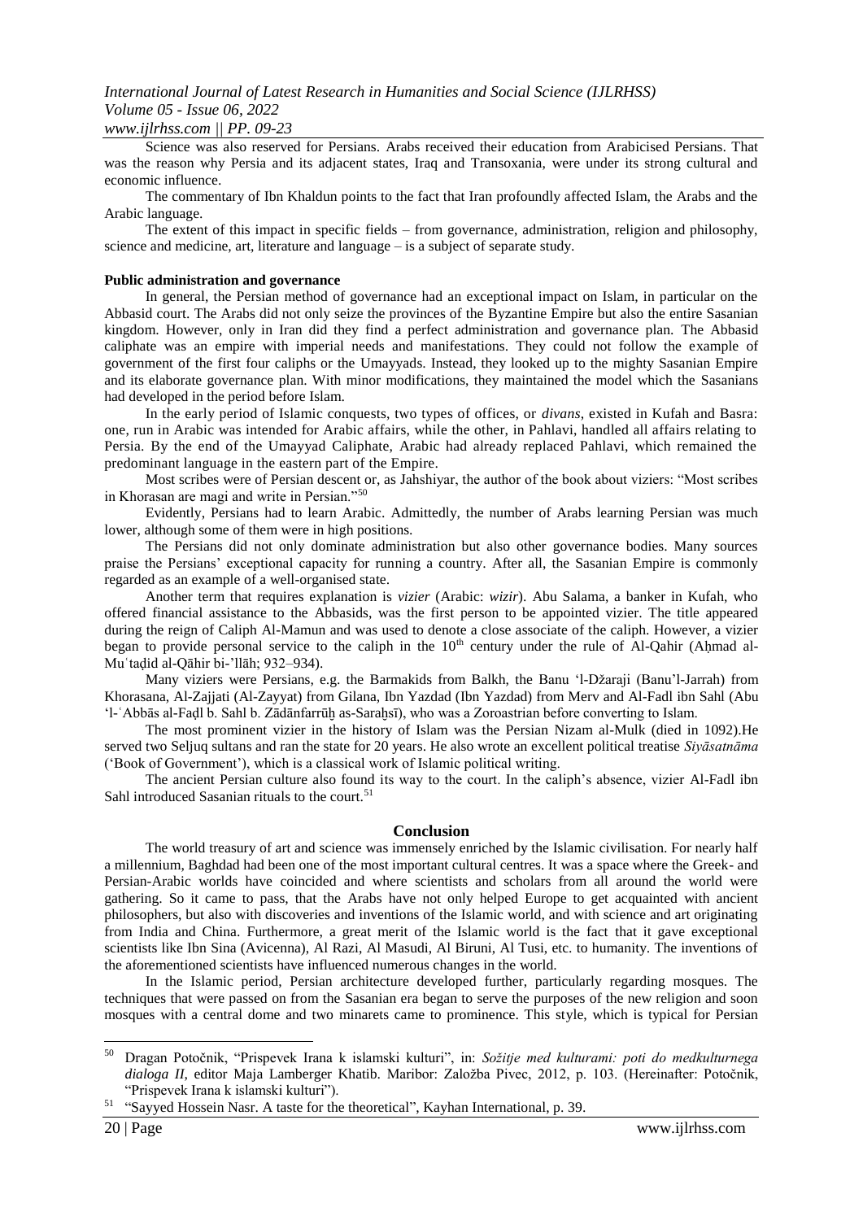Science was also reserved for Persians. Arabs received their education from Arabicised Persians. That was the reason why Persia and its adjacent states, Iraq and Transoxania, were under its strong cultural and economic influence.

The commentary of Ibn Khaldun points to the fact that Iran profoundly affected Islam, the Arabs and the Arabic language.

The extent of this impact in specific fields – from governance, administration, religion and philosophy, science and medicine, art, literature and language – is a subject of separate study.

**Public administration and governance**

In general, the Persian method of governance had an exceptional impact on Islam, in particular on the Abbasid court. The Arabs did not only seize the provinces of the Byzantine Empire but also the entire Sasanian kingdom. However, only in Iran did they find a perfect administration and governance plan. The Abbasid caliphate was an empire with imperial needs and manifestations. They could not follow the example of government of the first four caliphs or the Umayyads. Instead, they looked up to the mighty Sasanian Empire and its elaborate governance plan. With minor modifications, they maintained the model which the Sasanians had developed in the period before Islam.

In the early period of Islamic conquests, two types of offices, or *divans*, existed in Kufah and Basra: one, run in Arabic was intended for Arabic affairs, while the other, in Pahlavi, handled all affairs relating to Persia. By the end of the Umayyad Caliphate, Arabic had already replaced Pahlavi, which remained the predominant language in the eastern part of the Empire.

Most scribes were of Persian descent or, as Jahshiyar, the author of the book about viziers: "Most scribes in Khorasan are magi and write in Persian."[50]

Evidently, Persians had to learn Arabic. Admittedly, the number of Arabs learning Persian was much lower, although some of them were in high positions.

The Persians did not only dominate administration but also other governance bodies. Many sources praise the Persians' exceptional capacity for running a country. After all, the Sasanian Empire is commonly regarded as an example of a well-organised state.

Another term that requires explanation is *vizier* (Arabic: *wizir*). Abu Salama, a banker in Kufah, who offered financial assistance to the Abbasids, was the first person to be appointed vizier. The title appeared during the reign of Caliph Al-Mamun and was used to denote a close associate of the caliph. However, a vizier began to provide personal service to the caliph in the 10th century under the rule of Al-Qahir (Aḥmad al-Muʿtaḍid al-Qāhir bi-'llāh; 932–934).

Many viziers were Persians, e.g. the Barmakids from Balkh, the Banu 'l-Džaraji (Banu'l-Jarrah) from Khorasana, Al-Zajjati (Al-Zayyat) from Gilana, Ibn Yazdad (Ibn Yazdad) from Merv and Al-Fadl ibn Sahl (Abu 'l-ʿAbbās al-Faḍl b. Sahl b. Zādānfarrūḫ as-Saraḫsī), who was a Zoroastrian before converting to Islam.

The most prominent vizier in the history of Islam was the Persian Nizam al-Mulk (died in 1092).He served two Seljuq sultans and ran the state for 20 years. He also wrote an excellent political treatise *Siyāsatnāma* ('Book of Government'), which is a classical work of Islamic political writing.

The ancient Persian culture also found its way to the court. In the caliph's absence, vizier Al-Fadl ibn Sahl introduced Sasanian rituals to the court.[51]

## Conclusion

The world treasury of art and science was immensely enriched by the Islamic civilisation. For nearly half a millennium, Baghdad had been one of the most important cultural centres. It was a space where the Greek- and Persian-Arabic worlds have coincided and where scientists and scholars from all around the world were gathering. So it came to pass, that the Arabs have not only helped Europe to get acquainted with ancient philosophers, but also with discoveries and inventions of the Islamic world, and with science and art originating from India and China. Furthermore, a great merit of the Islamic world is the fact that it gave exceptional scientists like Ibn Sina (Avicenna), Al Razi, Al Masudi, Al Biruni, Al Tusi, etc. to humanity. The inventions of the aforementioned scientists have influenced numerous changes in the world.

In the Islamic period, Persian architecture developed further, particularly regarding mosques. The techniques that were passed on from the Sasanian era began to serve the purposes of the new religion and soon mosques with a central dome and two minarets came to prominence. This style, which is typical for Persian

---

[50] Dragan Potočnik, "Prispevek Irana k islamski kulturi", in: *Sožitje med kulturami: poti do medkulturnega dialoga II*, editor Maja Lamberger Khatib. Maribor: Založba Pivec, 2012, p. 103. (Hereinafter: Potočnik, "Prispevek Irana k islamski kulturi").

[51] "Sayyed Hossein Nasr. A taste for the theoretical", Kayhan International, p. 39.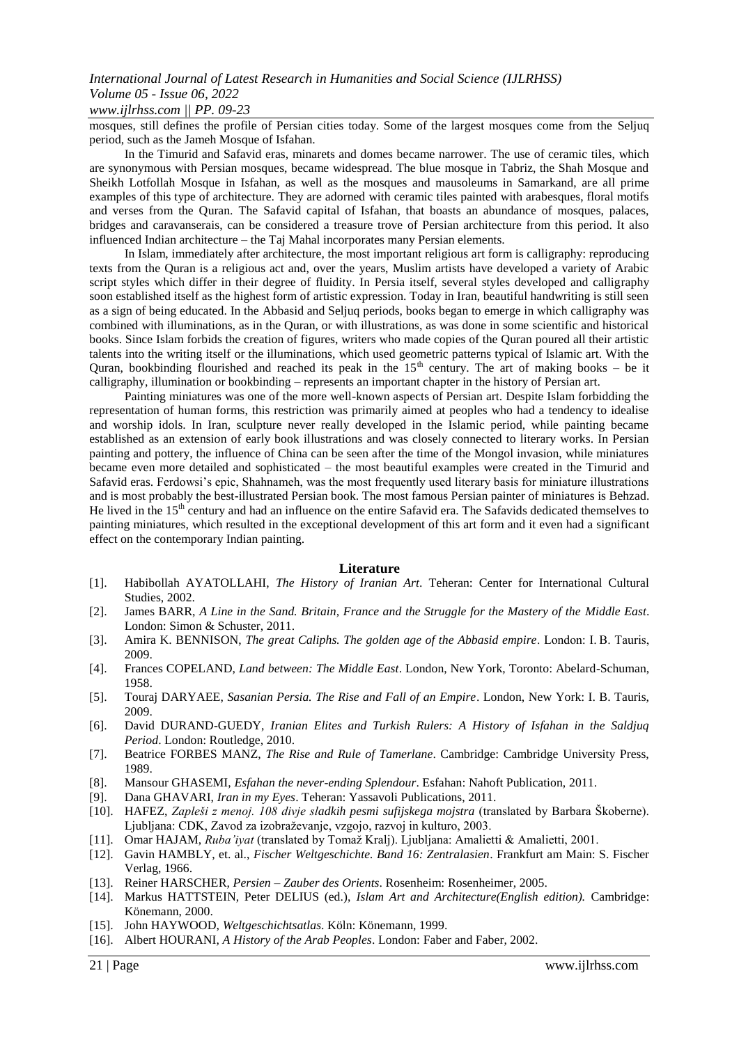mosques, still defines the profile of Persian cities today. Some of the largest mosques come from the Seljuq period, such as the Jameh Mosque of Isfahan.

In the Timurid and Safavid eras, minarets and domes became narrower. The use of ceramic tiles, which are synonymous with Persian mosques, became widespread. The blue mosque in Tabriz, the Shah Mosque and Sheikh Lotfollah Mosque in Isfahan, as well as the mosques and mausoleums in Samarkand, are all prime examples of this type of architecture. They are adorned with ceramic tiles painted with arabesques, floral motifs and verses from the Quran. The Safavid capital of Isfahan, that boasts an abundance of mosques, palaces, bridges and caravanserais, can be considered a treasure trove of Persian architecture from this period. It also influenced Indian architecture – the Taj Mahal incorporates many Persian elements.

In Islam, immediately after architecture, the most important religious art form is calligraphy: reproducing texts from the Quran is a religious act and, over the years, Muslim artists have developed a variety of Arabic script styles which differ in their degree of fluidity. In Persia itself, several styles developed and calligraphy soon established itself as the highest form of artistic expression. Today in Iran, beautiful handwriting is still seen as a sign of being educated. In the Abbasid and Seljuq periods, books began to emerge in which calligraphy was combined with illuminations, as in the Quran, or with illustrations, as was done in some scientific and historical books. Since Islam forbids the creation of figures, writers who made copies of the Quran poured all their artistic talents into the writing itself or the illuminations, which used geometric patterns typical of Islamic art. With the Quran, bookbinding flourished and reached its peak in the 15th century. The art of making books – be it calligraphy, illumination or bookbinding – represents an important chapter in the history of Persian art.

Painting miniatures was one of the more well-known aspects of Persian art. Despite Islam forbidding the representation of human forms, this restriction was primarily aimed at peoples who had a tendency to idealise and worship idols. In Iran, sculpture never really developed in the Islamic period, while painting became established as an extension of early book illustrations and was closely connected to literary works. In Persian painting and pottery, the influence of China can be seen after the time of the Mongol invasion, while miniatures became even more detailed and sophisticated – the most beautiful examples were created in the Timurid and Safavid eras. Ferdowsi's epic, Shahnameh, was the most frequently used literary basis for miniature illustrations and is most probably the best-illustrated Persian book. The most famous Persian painter of miniatures is Behzad. He lived in the 15th century and had an influence on the entire Safavid era. The Safavids dedicated themselves to painting miniatures, which resulted in the exceptional development of this art form and it even had a significant effect on the contemporary Indian painting.

## Literature

[1]. Habibollah AYATOLLAHI, *The History of Iranian Art*. Teheran: Center for International Cultural Studies, 2002.

[2]. James BARR, *A Line in the Sand. Britain, France and the Struggle for the Mastery of the Middle East*. London: Simon & Schuster, 2011.

[3]. Amira K. BENNISON, *The great Caliphs. The golden age of the Abbasid empire*. London: I. B. Tauris, 2009.

[4]. Frances COPELAND, *Land between: The Middle East*. London, New York, Toronto: Abelard-Schuman, 1958.

[5]. Touraj DARYAEE, *Sasanian Persia. The Rise and Fall of an Empire*. London, New York: I. B. Tauris, 2009.

[6]. David DURAND-GUEDY, *Iranian Elites and Turkish Rulers: A History of Isfahan in the Saldjuq Period*. London: Routledge, 2010.

[7]. Beatrice FORBES MANZ, *The Rise and Rule of Tamerlane*. Cambridge: Cambridge University Press, 1989.

[8]. Mansour GHASEMI, *Esfahan the never-ending Splendour*. Esfahan: Nahoft Publication, 2011.

[9]. Dana GHAVARI, *Iran in my Eyes*. Teheran: Yassavoli Publications, 2011.

[10]. HAFEZ, *Zapleši z menoj. 108 divje sladkih pesmi sufijskega mojstra* (translated by Barbara Škoberne). Ljubljana: CDK, Zavod za izobraževanje, vzgojo, razvoj in kulturo, 2003.

[11]. Omar HAJAM, *Ruba'iyat* (translated by Tomaž Kralj). Ljubljana: Amalietti & Amalietti, 2001.

[12]. Gavin HAMBLY, et. al., *Fischer Weltgeschichte. Band 16: Zentralasien*. Frankfurt am Main: S. Fischer Verlag, 1966.

[13]. Reiner HARSCHER, *Persien – Zauber des Orients*. Rosenheim: Rosenheimer, 2005.

[14]. Markus HATTSTEIN, Peter DELIUS (ed.), *Islam Art and Architecture(English edition).* Cambridge: Könemann, 2000.

[15]. John HAYWOOD, *Weltgeschichtsatlas*. Köln: Könemann, 1999.

[16]. Albert HOURANI, *A History of the Arab Peoples*. London: Faber and Faber, 2002.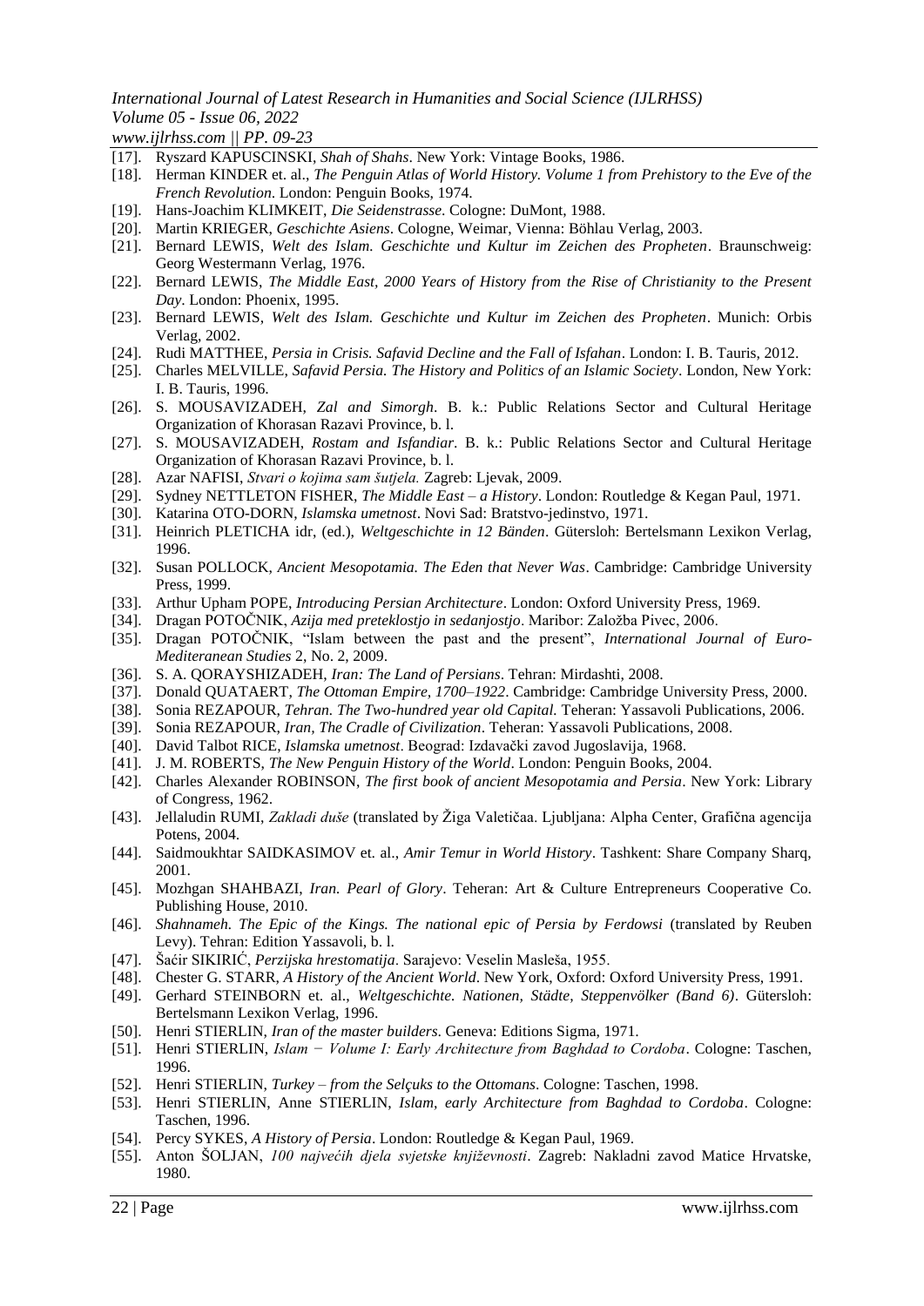[17]. Ryszard KAPUSCINSKI, *Shah of Shahs*. New York: Vintage Books, 1986.
[18]. Herman KINDER et. al., *The Penguin Atlas of World History. Volume 1 from Prehistory to the Eve of the French Revolution*. London: Penguin Books, 1974.
[19]. Hans-Joachim KLIMKEIT, *Die Seidenstrasse*. Cologne: DuMont, 1988.
[20]. Martin KRIEGER, *Geschichte Asiens*. Cologne, Weimar, Vienna: Böhlau Verlag, 2003.
[21]. Bernard LEWIS, *Welt des Islam. Geschichte und Kultur im Zeichen des Propheten*. Braunschweig: Georg Westermann Verlag, 1976.
[22]. Bernard LEWIS, *The Middle East, 2000 Years of History from the Rise of Christianity to the Present Day*. London: Phoenix, 1995.
[23]. Bernard LEWIS, *Welt des Islam. Geschichte und Kultur im Zeichen des Propheten*. Munich: Orbis Verlag, 2002.
[24]. Rudi MATTHEE, *Persia in Crisis. Safavid Decline and the Fall of Isfahan*. London: I. B. Tauris, 2012.
[25]. Charles MELVILLE, *Safavid Persia. The History and Politics of an Islamic Society*. London, New York: I. B. Tauris, 1996.
[26]. S. MOUSAVIZADEH, *Zal and Simorgh*. B. k.: Public Relations Sector and Cultural Heritage Organization of Khorasan Razavi Province, b. l.
[27]. S. MOUSAVIZADEH, *Rostam and Isfandiar*. B. k.: Public Relations Sector and Cultural Heritage Organization of Khorasan Razavi Province, b. l.
[28]. Azar NAFISI, *Stvari o kojima sam šutjela.* Zagreb: Ljevak, 2009.
[29]. Sydney NETTLETON FISHER, *The Middle East – a History*. London: Routledge & Kegan Paul, 1971.
[30]. Katarina OTO-DORN, *Islamska umetnost*. Novi Sad: Bratstvo-jedinstvo, 1971.
[31]. Heinrich PLETICHA idr, (ed.), *Weltgeschichte in 12 Bänden*. Gütersloh: Bertelsmann Lexikon Verlag, 1996.
[32]. Susan POLLOCK, *Ancient Mesopotamia. The Eden that Never Was*. Cambridge: Cambridge University Press, 1999.
[33]. Arthur Upham POPE, *Introducing Persian Architecture*. London: Oxford University Press, 1969.
[34]. Dragan POTOČNIK, *Azija med preteklostjo in sedanjostjo*. Maribor: Založba Pivec, 2006.
[35]. Dragan POTOČNIK, "Islam between the past and the present", *International Journal of Euro-Mediteranean Studies* 2, No. 2, 2009.
[36]. S. A. QORAYSHIZADEH, *Iran: The Land of Persians*. Tehran: Mirdashti, 2008.
[37]. Donald QUATAERT, *The Ottoman Empire, 1700–1922*. Cambridge: Cambridge University Press, 2000.
[38]. Sonia REZAPOUR, *Tehran. The Two-hundred year old Capital*. Teheran: Yassavoli Publications, 2006.
[39]. Sonia REZAPOUR, *Iran, The Cradle of Civilization*. Teheran: Yassavoli Publications, 2008.
[40]. David Talbot RICE, *Islamska umetnost*. Beograd: Izdavački zavod Jugoslavija, 1968.
[41]. J. M. ROBERTS, *The New Penguin History of the World*. London: Penguin Books, 2004.
[42]. Charles Alexander ROBINSON, *The first book of ancient Mesopotamia and Persia*. New York: Library of Congress, 1962.
[43]. Jellaludin RUMI, *Zakladi duše* (translated by Žiga Valetičaa. Ljubljana: Alpha Center, Grafična agencija Potens, 2004.
[44]. Saidmoukhtar SAIDKASIMOV et. al., *Amir Temur in World History*. Tashkent: Share Company Sharq, 2001.
[45]. Mozhgan SHAHBAZI, *Iran. Pearl of Glory*. Teheran: Art & Culture Entrepreneurs Cooperative Co. Publishing House, 2010.
[46]. *Shahnameh. The Epic of the Kings. The national epic of Persia by Ferdowsi* (translated by Reuben Levy). Tehran: Edition Yassavoli, b. l.
[47]. Šaćir SIKIRIĆ, *Perzijska hrestomatija*. Sarajevo: Veselin Masleša, 1955.
[48]. Chester G. STARR, *A History of the Ancient World*. New York, Oxford: Oxford University Press, 1991.
[49]. Gerhard STEINBORN et. al., *Weltgeschichte. Nationen, Städte, Steppenvölker (Band 6)*. Gütersloh: Bertelsmann Lexikon Verlag, 1996.
[50]. Henri STIERLIN, *Iran of the master builders*. Geneva: Editions Sigma, 1971.
[51]. Henri STIERLIN, *Islam − Volume I: Early Architecture from Baghdad to Cordoba*. Cologne: Taschen, 1996.
[52]. Henri STIERLIN, *Turkey – from the Selçuks to the Ottomans*. Cologne: Taschen, 1998.
[53]. Henri STIERLIN, Anne STIERLIN, *Islam, early Architecture from Baghdad to Cordoba*. Cologne: Taschen, 1996.
[54]. Percy SYKES, *A History of Persia*. London: Routledge & Kegan Paul, 1969.
[55]. Anton ŠOLJAN, *100 najvećih djela svjetske književnosti*. Zagreb: Nakladni zavod Matice Hrvatske, 1980.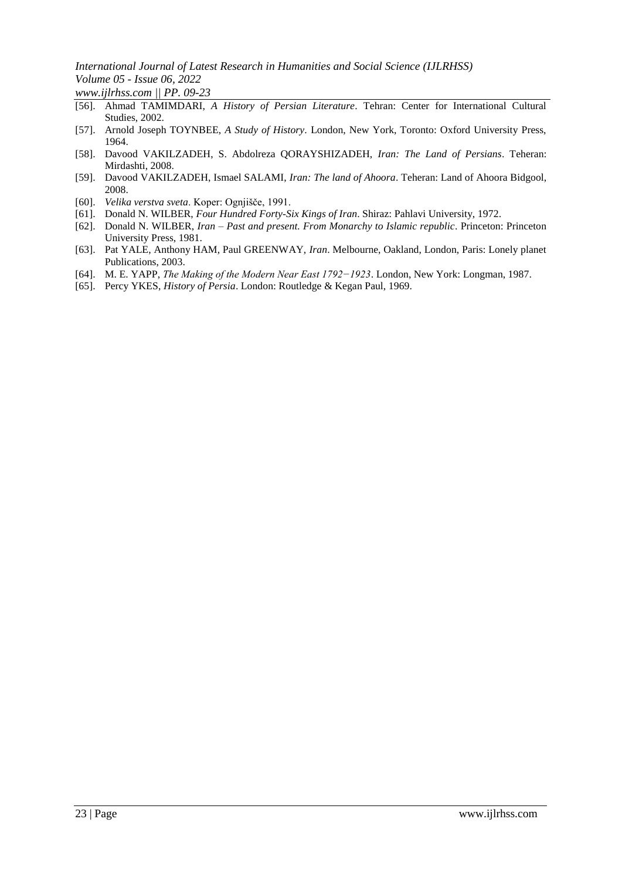[56]. Ahmad TAMIMDARI, *A History of Persian Literature*. Tehran: Center for International Cultural Studies, 2002.

[57]. Arnold Joseph TOYNBEE, *A Study of History*. London, New York, Toronto: Oxford University Press, 1964.

[58]. Davood VAKILZADEH, S. Abdolreza QORAYSHIZADEH, *Iran: The Land of Persians*. Teheran: Mirdashti, 2008.

[59]. Davood VAKILZADEH, Ismael SALAMI, *Iran: The land of Ahoora*. Teheran: Land of Ahoora Bidgool, 2008.

[60]. *Velika verstva sveta*. Koper: Ognjišče, 1991.

[61]. Donald N. WILBER, *Four Hundred Forty-Six Kings of Iran*. Shiraz: Pahlavi University, 1972.

[62]. Donald N. WILBER, *Iran – Past and present. From Monarchy to Islamic republic*. Princeton: Princeton University Press, 1981.

[63]. Pat YALE, Anthony HAM, Paul GREENWAY, *Iran*. Melbourne, Oakland, London, Paris: Lonely planet Publications, 2003.

[64]. M. E. YAPP, *The Making of the Modern Near East 1792−1923*. London, New York: Longman, 1987.

[65]. Percy YKES, *History of Persia*. London: Routledge & Kegan Paul, 1969.